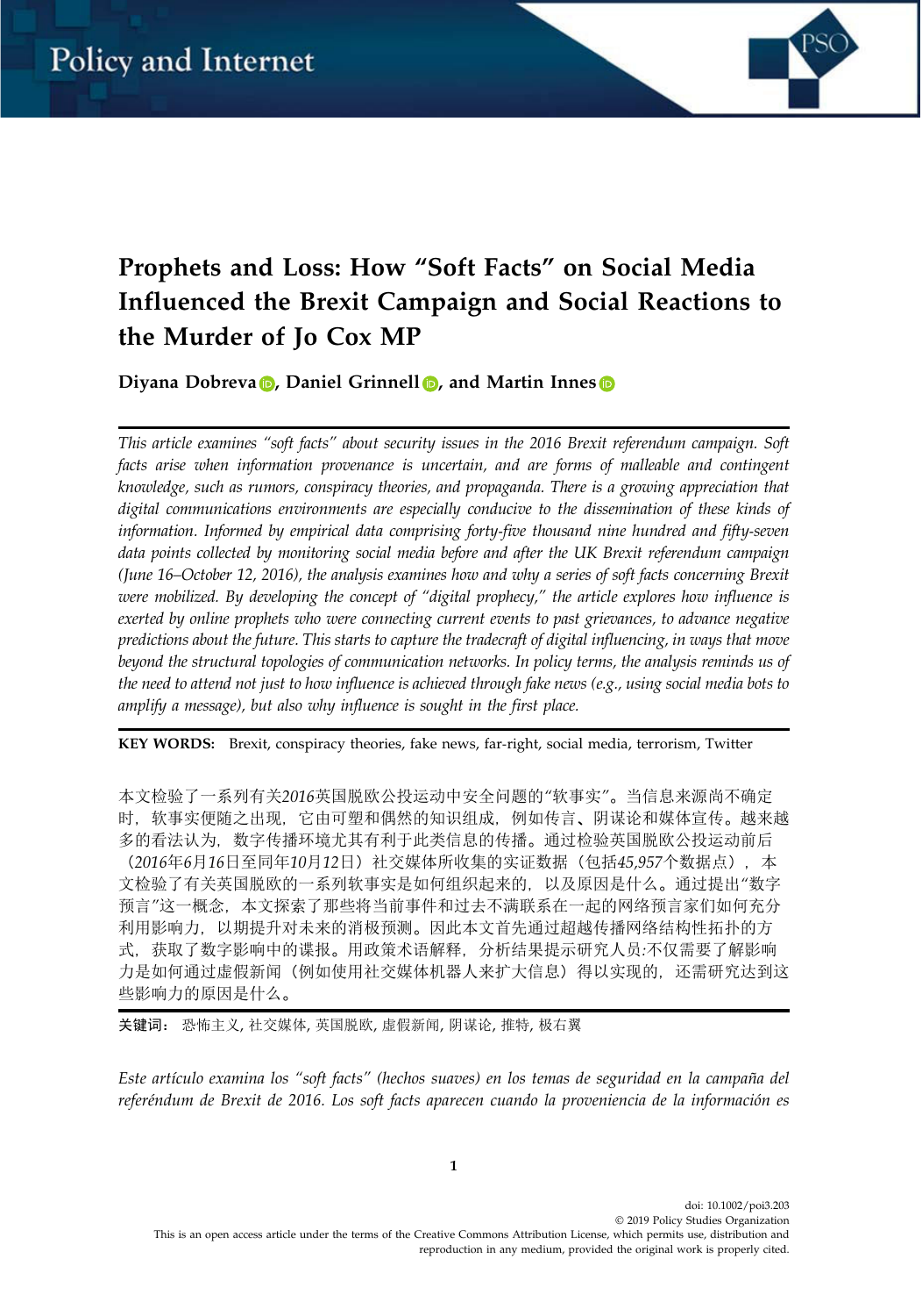# Prophets and Loss: How "Soft Facts" on Social Media Influenced the Brexit Campaign and Social Reactions to the Murder of Jo Cox MP

**Diyana Dobreva, Daniel Grinnell, and Martin Innes**

*This article examines "soft facts" about security issues in the 2016 Brexit referendum campaign. Soft facts arise when information provenance is uncertain, and are forms of malleable and contingent knowledge, such as rumors, conspiracy theories, and propaganda. There is a growing appreciation that digital communications environments are especially conducive to the dissemination of these kinds of information. Informed by empirical data comprising forty-five thousand nine hundred and fifty-seven data points collected by monitoring social media before and after the UK Brexit referendum campaign (June 16–October 12, 2016), the analysis examines how and why a series of soft facts concerning Brexit were mobilized. By developing the concept of "digital prophecy," the article explores how influence is exerted by online prophets who were connecting current events to past grievances, to advance negative predictions about the future. This starts to capture the tradecraft of digital influencing, in ways that move beyond the structural topologies of communication networks. In policy terms, the analysis reminds us of the need to attend not just to how influence is achieved through fake news (e.g., using social media bots to amplify a message), but also why influence is sought in the first place.*

**KEY WORDS:** Brexit, conspiracy theories, fake news, far-right, social media, terrorism, Twitter

本文检验了一系列有关2016英国脱欧公投运动中安全问题的"软事实"。当信息来源尚不确定时，软事实便随之出现，它由可塑和偶然的知识组成，例如传言、阴谋论和媒体宣传。越来越多的看法认为，数字传播环境尤其有利于此类信息的传播。通过检验英国脱欧公投运动前后（2016年6月16日至同年10月12日）社交媒体所收集的实证数据（包括45,957个数据点），本文检验了有关英国脱欧的一系列软事实是如何组织起来的，以及原因是什么。通过提出"数字预言"这一概念，本文探索了那些将当前事件和过去不满联系在一起的网络预言家们如何充分利用影响力，以期提升对未来的消极预测。因此本文首先通过超越传播网络结构性拓扑的方式，获取了数字影响中的谍报。用政策术语解释，分析结果提示研究人员:不仅需要了解影响力是如何通过虚假新闻（例如使用社交媒体机器人来扩大信息）得以实现的，还需研究达到这些影响力的原因是什么。

**关键词：** 恐怖主义, 社交媒体, 英国脱欧, 虚假新闻, 阴谋论, 推特, 极右翼

*Este artículo examina los "soft facts" (hechos suaves) en los temas de seguridad en la campaña del referéndum de Brexit de 2016. Los soft facts aparecen cuando la proveniencia de la información es*

doi: 10.1002/poi3.203
© 2019 Policy Studies Organization
This is an open access article under the terms of the Creative Commons Attribution License, which permits use, distribution and reproduction in any medium, provided the original work is properly cited.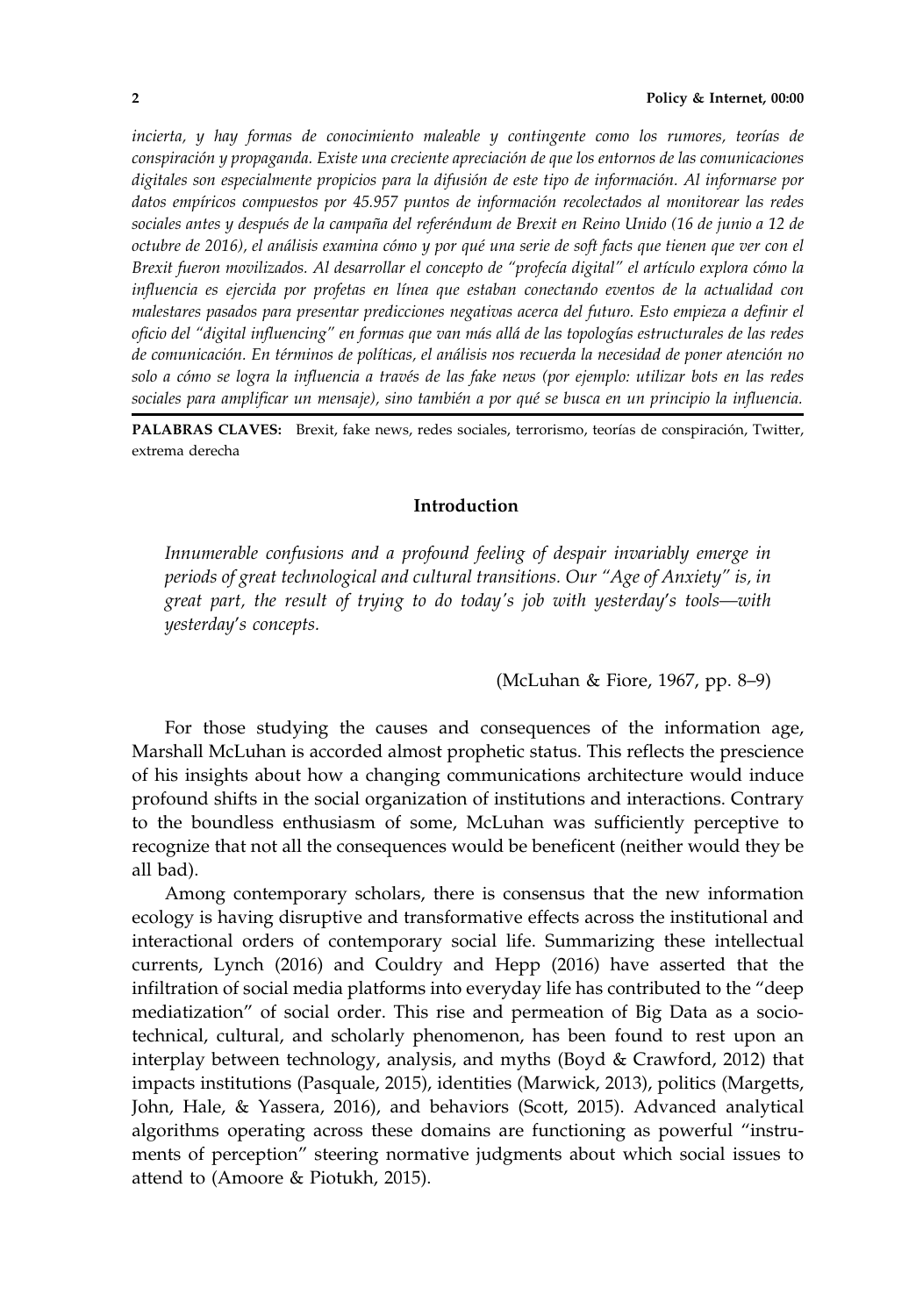*incierta, y hay formas de conocimiento maleable y contingente como los rumores, teorías de conspiración y propaganda. Existe una creciente apreciación de que los entornos de las comunicaciones digitales son especialmente propicios para la difusión de este tipo de información. Al informarse por datos empíricos compuestos por 45.957 puntos de información recolectados al monitorear las redes sociales antes y después de la campaña del referéndum de Brexit en Reino Unido (16 de junio a 12 de octubre de 2016), el análisis examina cómo y por qué una serie de soft facts que tienen que ver con el Brexit fueron movilizados. Al desarrollar el concepto de "profecía digital" el artículo explora cómo la influencia es ejercida por profetas en línea que estaban conectando eventos de la actualidad con malestares pasados para presentar predicciones negativas acerca del futuro. Esto empieza a definir el oficio del "digital influencing" en formas que van más allá de las topologías estructurales de las redes de comunicación. En términos de políticas, el análisis nos recuerda la necesidad de poner atención no solo a cómo se logra la influencia a través de las fake news (por ejemplo: utilizar bots en las redes sociales para amplificar un mensaje), sino también a por qué se busca en un principio la influencia.*

**PALABRAS CLAVES:** Brexit, fake news, redes sociales, terrorismo, teorías de conspiración, Twitter, extrema derecha

## Introduction

> *Innumerable confusions and a profound feeling of despair invariably emerge in periods of great technological and cultural transitions. Our "Age of Anxiety" is, in great part, the result of trying to do today's job with yesterday's tools—with yesterday's concepts.*
>
> (McLuhan & Fiore, 1967, pp. 8–9)

For those studying the causes and consequences of the information age, Marshall McLuhan is accorded almost prophetic status. This reflects the prescience of his insights about how a changing communications architecture would induce profound shifts in the social organization of institutions and interactions. Contrary to the boundless enthusiasm of some, McLuhan was sufficiently perceptive to recognize that not all the consequences would be beneficent (neither would they be all bad).

Among contemporary scholars, there is consensus that the new information ecology is having disruptive and transformative effects across the institutional and interactional orders of contemporary social life. Summarizing these intellectual currents, Lynch (2016) and Couldry and Hepp (2016) have asserted that the infiltration of social media platforms into everyday life has contributed to the "deep mediatization" of social order. This rise and permeation of Big Data as a socio-technical, cultural, and scholarly phenomenon, has been found to rest upon an interplay between technology, analysis, and myths (Boyd & Crawford, 2012) that impacts institutions (Pasquale, 2015), identities (Marwick, 2013), politics (Margetts, John, Hale, & Yassera, 2016), and behaviors (Scott, 2015). Advanced analytical algorithms operating across these domains are functioning as powerful "instruments of perception" steering normative judgments about which social issues to attend to (Amoore & Piotukh, 2015).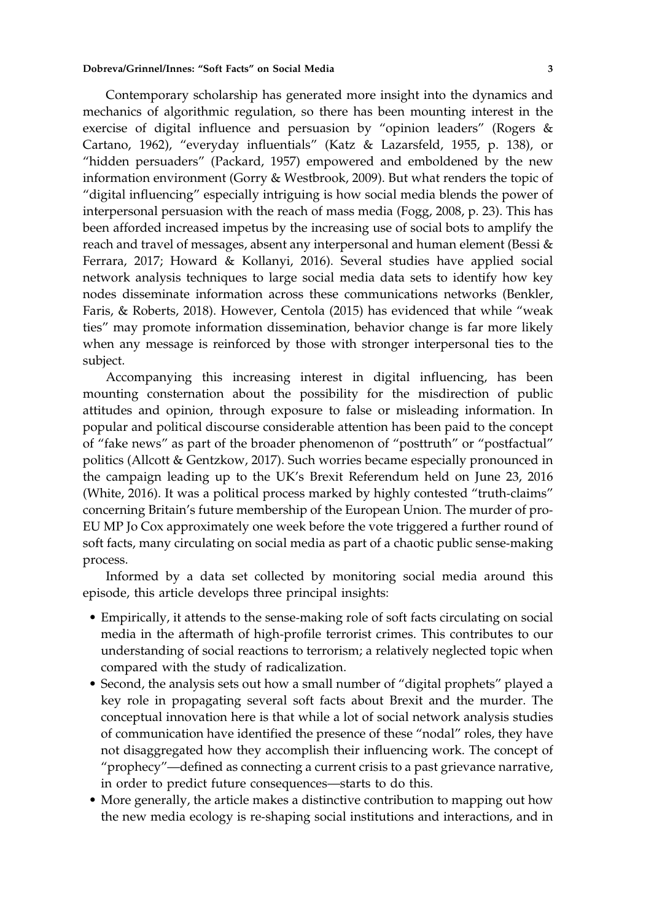Contemporary scholarship has generated more insight into the dynamics and mechanics of algorithmic regulation, so there has been mounting interest in the exercise of digital influence and persuasion by "opinion leaders" (Rogers & Cartano, 1962), "everyday influentials" (Katz & Lazarsfeld, 1955, p. 138), or "hidden persuaders" (Packard, 1957) empowered and emboldened by the new information environment (Gorry & Westbrook, 2009). But what renders the topic of "digital influencing" especially intriguing is how social media blends the power of interpersonal persuasion with the reach of mass media (Fogg, 2008, p. 23). This has been afforded increased impetus by the increasing use of social bots to amplify the reach and travel of messages, absent any interpersonal and human element (Bessi & Ferrara, 2017; Howard & Kollanyi, 2016). Several studies have applied social network analysis techniques to large social media data sets to identify how key nodes disseminate information across these communications networks (Benkler, Faris, & Roberts, 2018). However, Centola (2015) has evidenced that while "weak ties" may promote information dissemination, behavior change is far more likely when any message is reinforced by those with stronger interpersonal ties to the subject.

Accompanying this increasing interest in digital influencing, has been mounting consternation about the possibility for the misdirection of public attitudes and opinion, through exposure to false or misleading information. In popular and political discourse considerable attention has been paid to the concept of "fake news" as part of the broader phenomenon of "posttruth" or "postfactual" politics (Allcott & Gentzkow, 2017). Such worries became especially pronounced in the campaign leading up to the UK's Brexit Referendum held on June 23, 2016 (White, 2016). It was a political process marked by highly contested "truth-claims" concerning Britain's future membership of the European Union. The murder of pro-EU MP Jo Cox approximately one week before the vote triggered a further round of soft facts, many circulating on social media as part of a chaotic public sense-making process.

Informed by a data set collected by monitoring social media around this episode, this article develops three principal insights:

- Empirically, it attends to the sense-making role of soft facts circulating on social media in the aftermath of high-profile terrorist crimes. This contributes to our understanding of social reactions to terrorism; a relatively neglected topic when compared with the study of radicalization.
- Second, the analysis sets out how a small number of "digital prophets" played a key role in propagating several soft facts about Brexit and the murder. The conceptual innovation here is that while a lot of social network analysis studies of communication have identified the presence of these "nodal" roles, they have not disaggregated how they accomplish their influencing work. The concept of "prophecy"—defined as connecting a current crisis to a past grievance narrative, in order to predict future consequences—starts to do this.
- More generally, the article makes a distinctive contribution to mapping out how the new media ecology is re-shaping social institutions and interactions, and in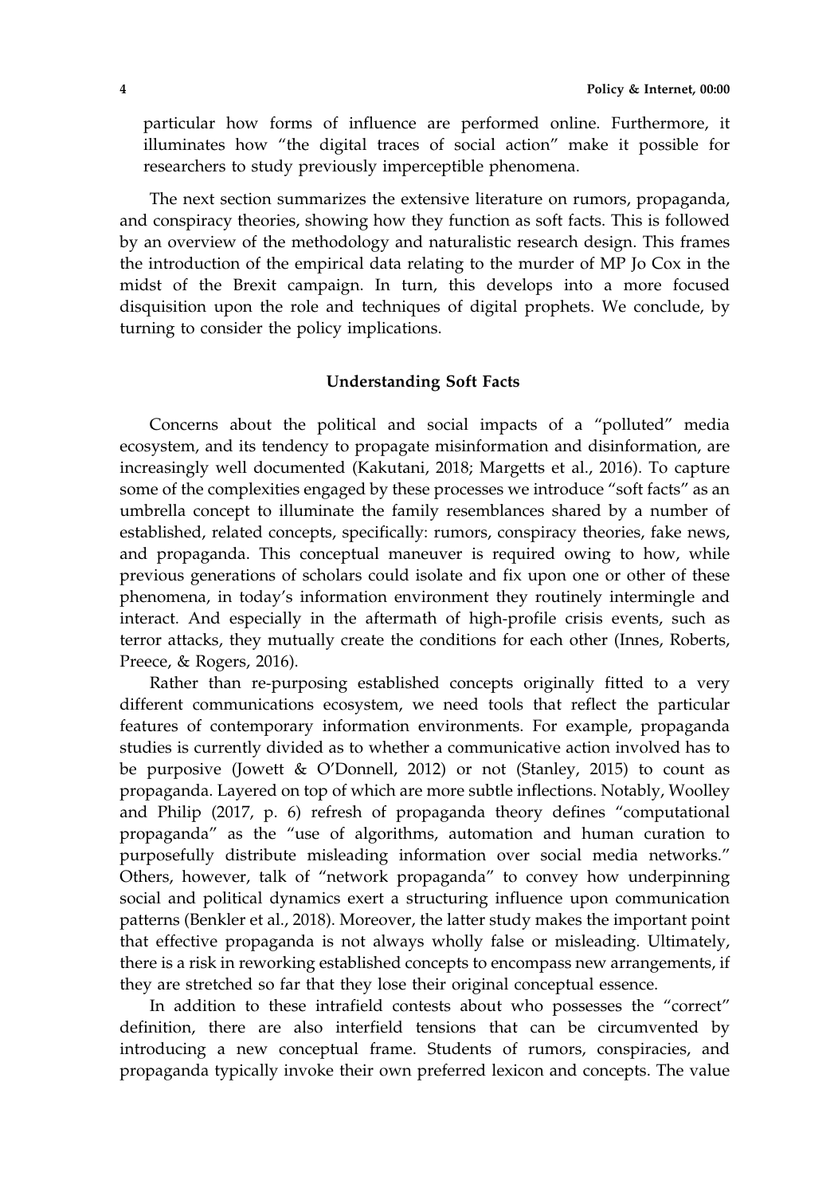particular how forms of influence are performed online. Furthermore, it illuminates how "the digital traces of social action" make it possible for researchers to study previously imperceptible phenomena.

The next section summarizes the extensive literature on rumors, propaganda, and conspiracy theories, showing how they function as soft facts. This is followed by an overview of the methodology and naturalistic research design. This frames the introduction of the empirical data relating to the murder of MP Jo Cox in the midst of the Brexit campaign. In turn, this develops into a more focused disquisition upon the role and techniques of digital prophets. We conclude, by turning to consider the policy implications.

## Understanding Soft Facts

Concerns about the political and social impacts of a "polluted" media ecosystem, and its tendency to propagate misinformation and disinformation, are increasingly well documented (Kakutani, 2018; Margetts et al., 2016). To capture some of the complexities engaged by these processes we introduce "soft facts" as an umbrella concept to illuminate the family resemblances shared by a number of established, related concepts, specifically: rumors, conspiracy theories, fake news, and propaganda. This conceptual maneuver is required owing to how, while previous generations of scholars could isolate and fix upon one or other of these phenomena, in today's information environment they routinely intermingle and interact. And especially in the aftermath of high-profile crisis events, such as terror attacks, they mutually create the conditions for each other (Innes, Roberts, Preece, & Rogers, 2016).

Rather than re-purposing established concepts originally fitted to a very different communications ecosystem, we need tools that reflect the particular features of contemporary information environments. For example, propaganda studies is currently divided as to whether a communicative action involved has to be purposive (Jowett & O'Donnell, 2012) or not (Stanley, 2015) to count as propaganda. Layered on top of which are more subtle inflections. Notably, Woolley and Philip (2017, p. 6) refresh of propaganda theory defines "computational propaganda" as the "use of algorithms, automation and human curation to purposefully distribute misleading information over social media networks." Others, however, talk of "network propaganda" to convey how underpinning social and political dynamics exert a structuring influence upon communication patterns (Benkler et al., 2018). Moreover, the latter study makes the important point that effective propaganda is not always wholly false or misleading. Ultimately, there is a risk in reworking established concepts to encompass new arrangements, if they are stretched so far that they lose their original conceptual essence.

In addition to these intrafield contests about who possesses the "correct" definition, there are also interfield tensions that can be circumvented by introducing a new conceptual frame. Students of rumors, conspiracies, and propaganda typically invoke their own preferred lexicon and concepts. The value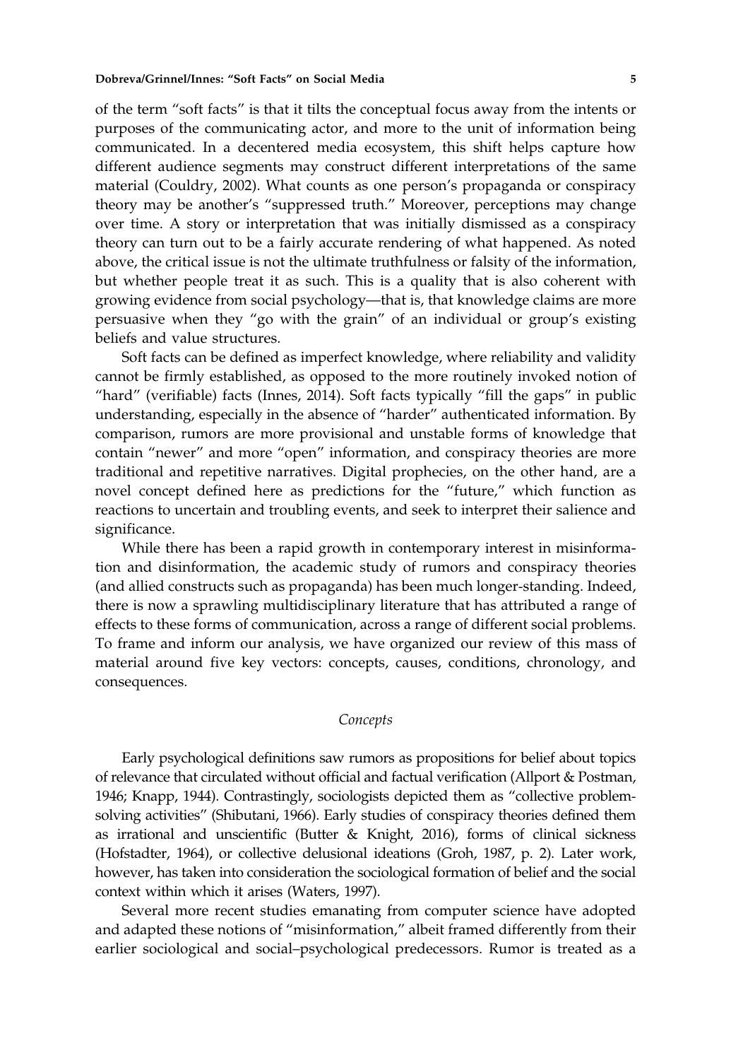of the term "soft facts" is that it tilts the conceptual focus away from the intents or purposes of the communicating actor, and more to the unit of information being communicated. In a decentered media ecosystem, this shift helps capture how different audience segments may construct different interpretations of the same material (Couldry, 2002). What counts as one person's propaganda or conspiracy theory may be another's "suppressed truth." Moreover, perceptions may change over time. A story or interpretation that was initially dismissed as a conspiracy theory can turn out to be a fairly accurate rendering of what happened. As noted above, the critical issue is not the ultimate truthfulness or falsity of the information, but whether people treat it as such. This is a quality that is also coherent with growing evidence from social psychology—that is, that knowledge claims are more persuasive when they "go with the grain" of an individual or group's existing beliefs and value structures.

Soft facts can be defined as imperfect knowledge, where reliability and validity cannot be firmly established, as opposed to the more routinely invoked notion of "hard" (verifiable) facts (Innes, 2014). Soft facts typically "fill the gaps" in public understanding, especially in the absence of "harder" authenticated information. By comparison, rumors are more provisional and unstable forms of knowledge that contain "newer" and more "open" information, and conspiracy theories are more traditional and repetitive narratives. Digital prophecies, on the other hand, are a novel concept defined here as predictions for the "future," which function as reactions to uncertain and troubling events, and seek to interpret their salience and significance.

While there has been a rapid growth in contemporary interest in misinformation and disinformation, the academic study of rumors and conspiracy theories (and allied constructs such as propaganda) has been much longer-standing. Indeed, there is now a sprawling multidisciplinary literature that has attributed a range of effects to these forms of communication, across a range of different social problems. To frame and inform our analysis, we have organized our review of this mass of material around five key vectors: concepts, causes, conditions, chronology, and consequences.

### *Concepts*

Early psychological definitions saw rumors as propositions for belief about topics of relevance that circulated without official and factual verification (Allport & Postman, 1946; Knapp, 1944). Contrastingly, sociologists depicted them as "collective problem-solving activities" (Shibutani, 1966). Early studies of conspiracy theories defined them as irrational and unscientific (Butter & Knight, 2016), forms of clinical sickness (Hofstadter, 1964), or collective delusional ideations (Groh, 1987, p. 2). Later work, however, has taken into consideration the sociological formation of belief and the social context within which it arises (Waters, 1997).

Several more recent studies emanating from computer science have adopted and adapted these notions of "misinformation," albeit framed differently from their earlier sociological and social–psychological predecessors. Rumor is treated as a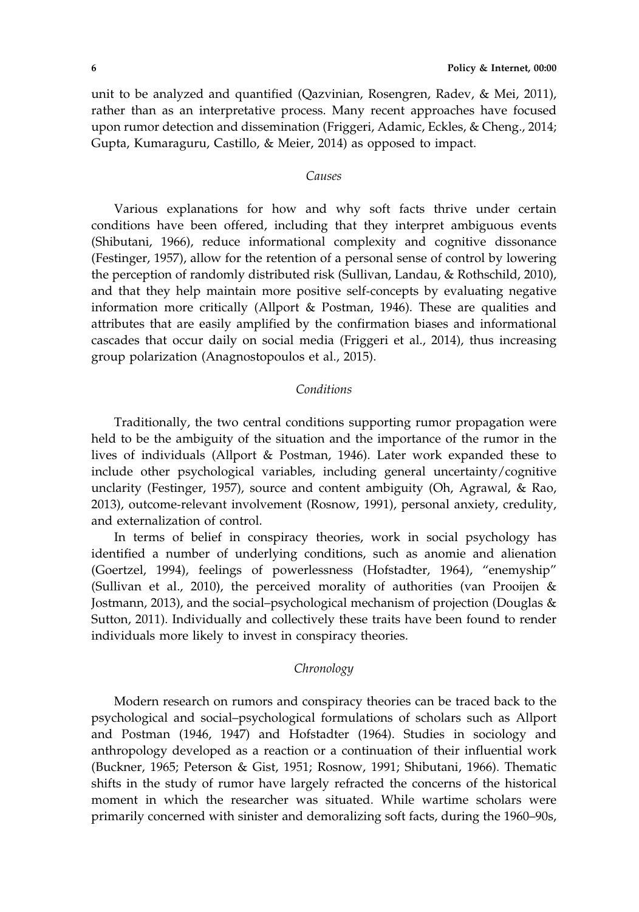unit to be analyzed and quantified (Qazvinian, Rosengren, Radev, & Mei, 2011), rather than as an interpretative process. Many recent approaches have focused upon rumor detection and dissemination (Friggeri, Adamic, Eckles, & Cheng., 2014; Gupta, Kumaraguru, Castillo, & Meier, 2014) as opposed to impact.

### *Causes*

Various explanations for how and why soft facts thrive under certain conditions have been offered, including that they interpret ambiguous events (Shibutani, 1966), reduce informational complexity and cognitive dissonance (Festinger, 1957), allow for the retention of a personal sense of control by lowering the perception of randomly distributed risk (Sullivan, Landau, & Rothschild, 2010), and that they help maintain more positive self-concepts by evaluating negative information more critically (Allport & Postman, 1946). These are qualities and attributes that are easily amplified by the confirmation biases and informational cascades that occur daily on social media (Friggeri et al., 2014), thus increasing group polarization (Anagnostopoulos et al., 2015).

### *Conditions*

Traditionally, the two central conditions supporting rumor propagation were held to be the ambiguity of the situation and the importance of the rumor in the lives of individuals (Allport & Postman, 1946). Later work expanded these to include other psychological variables, including general uncertainty/cognitive unclarity (Festinger, 1957), source and content ambiguity (Oh, Agrawal, & Rao, 2013), outcome-relevant involvement (Rosnow, 1991), personal anxiety, credulity, and externalization of control.

In terms of belief in conspiracy theories, work in social psychology has identified a number of underlying conditions, such as anomie and alienation (Goertzel, 1994), feelings of powerlessness (Hofstadter, 1964), "enemyship" (Sullivan et al., 2010), the perceived morality of authorities (van Prooijen & Jostmann, 2013), and the social–psychological mechanism of projection (Douglas & Sutton, 2011). Individually and collectively these traits have been found to render individuals more likely to invest in conspiracy theories.

### *Chronology*

Modern research on rumors and conspiracy theories can be traced back to the psychological and social–psychological formulations of scholars such as Allport and Postman (1946, 1947) and Hofstadter (1964). Studies in sociology and anthropology developed as a reaction or a continuation of their influential work (Buckner, 1965; Peterson & Gist, 1951; Rosnow, 1991; Shibutani, 1966). Thematic shifts in the study of rumor have largely refracted the concerns of the historical moment in which the researcher was situated. While wartime scholars were primarily concerned with sinister and demoralizing soft facts, during the 1960–90s,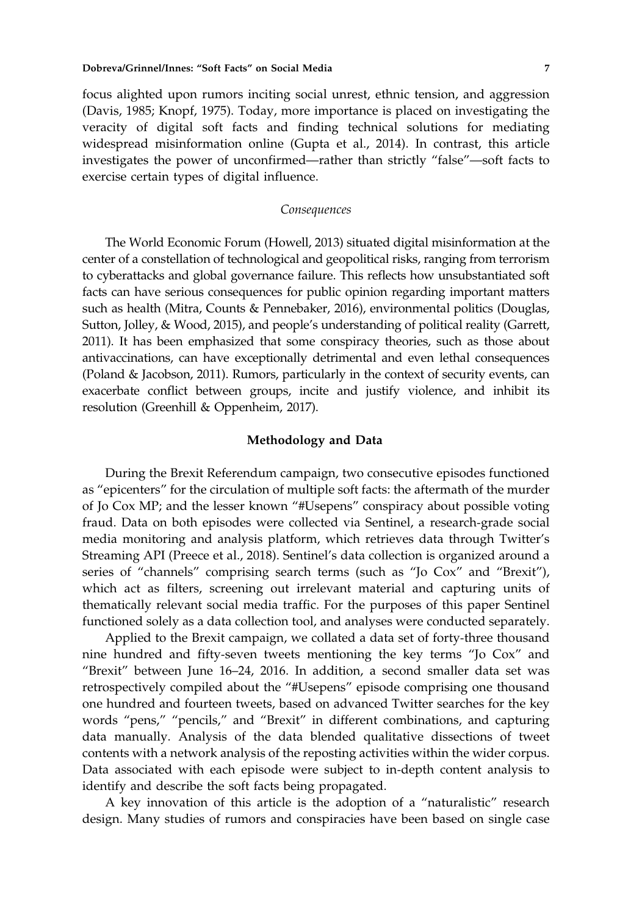focus alighted upon rumors inciting social unrest, ethnic tension, and aggression (Davis, 1985; Knopf, 1975). Today, more importance is placed on investigating the veracity of digital soft facts and finding technical solutions for mediating widespread misinformation online (Gupta et al., 2014). In contrast, this article investigates the power of unconfirmed—rather than strictly "false"—soft facts to exercise certain types of digital influence.

### *Consequences*

The World Economic Forum (Howell, 2013) situated digital misinformation at the center of a constellation of technological and geopolitical risks, ranging from terrorism to cyberattacks and global governance failure. This reflects how unsubstantiated soft facts can have serious consequences for public opinion regarding important matters such as health (Mitra, Counts & Pennebaker, 2016), environmental politics (Douglas, Sutton, Jolley, & Wood, 2015), and people's understanding of political reality (Garrett, 2011). It has been emphasized that some conspiracy theories, such as those about antivaccinations, can have exceptionally detrimental and even lethal consequences (Poland & Jacobson, 2011). Rumors, particularly in the context of security events, can exacerbate conflict between groups, incite and justify violence, and inhibit its resolution (Greenhill & Oppenheim, 2017).

## Methodology and Data

During the Brexit Referendum campaign, two consecutive episodes functioned as "epicenters" for the circulation of multiple soft facts: the aftermath of the murder of Jo Cox MP; and the lesser known "#Usepens" conspiracy about possible voting fraud. Data on both episodes were collected via Sentinel, a research-grade social media monitoring and analysis platform, which retrieves data through Twitter's Streaming API (Preece et al., 2018). Sentinel's data collection is organized around a series of "channels" comprising search terms (such as "Jo Cox" and "Brexit"), which act as filters, screening out irrelevant material and capturing units of thematically relevant social media traffic. For the purposes of this paper Sentinel functioned solely as a data collection tool, and analyses were conducted separately.

Applied to the Brexit campaign, we collated a data set of forty-three thousand nine hundred and fifty-seven tweets mentioning the key terms "Jo Cox" and "Brexit" between June 16–24, 2016. In addition, a second smaller data set was retrospectively compiled about the "#Usepens" episode comprising one thousand one hundred and fourteen tweets, based on advanced Twitter searches for the key words "pens," "pencils," and "Brexit" in different combinations, and capturing data manually. Analysis of the data blended qualitative dissections of tweet contents with a network analysis of the reposting activities within the wider corpus. Data associated with each episode were subject to in-depth content analysis to identify and describe the soft facts being propagated.

A key innovation of this article is the adoption of a "naturalistic" research design. Many studies of rumors and conspiracies have been based on single case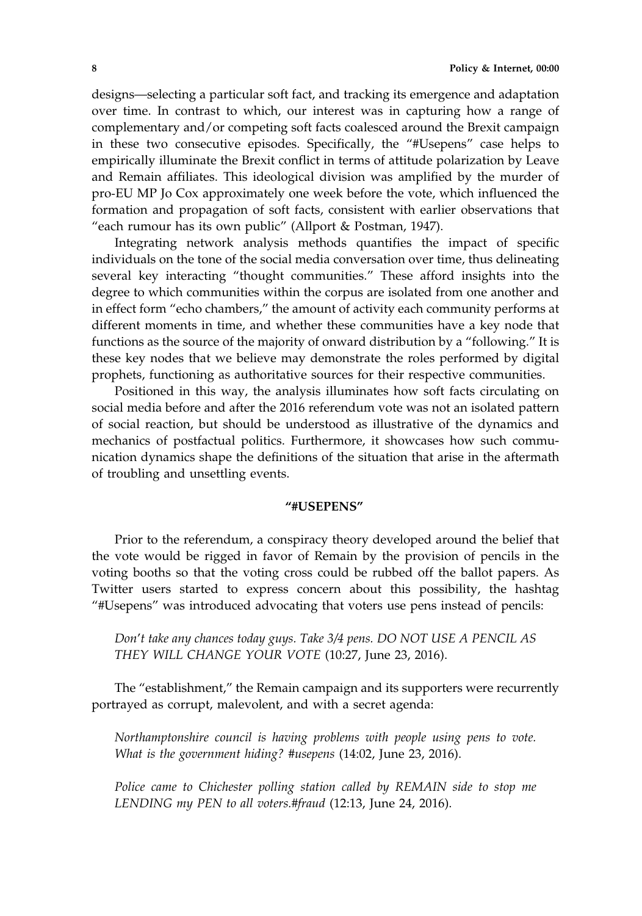designs—selecting a particular soft fact, and tracking its emergence and adaptation over time. In contrast to which, our interest was in capturing how a range of complementary and/or competing soft facts coalesced around the Brexit campaign in these two consecutive episodes. Specifically, the "#Usepens" case helps to empirically illuminate the Brexit conflict in terms of attitude polarization by Leave and Remain affiliates. This ideological division was amplified by the murder of pro-EU MP Jo Cox approximately one week before the vote, which influenced the formation and propagation of soft facts, consistent with earlier observations that "each rumour has its own public" (Allport & Postman, 1947).

Integrating network analysis methods quantifies the impact of specific individuals on the tone of the social media conversation over time, thus delineating several key interacting "thought communities." These afford insights into the degree to which communities within the corpus are isolated from one another and in effect form "echo chambers," the amount of activity each community performs at different moments in time, and whether these communities have a key node that functions as the source of the majority of onward distribution by a "following." It is these key nodes that we believe may demonstrate the roles performed by digital prophets, functioning as authoritative sources for their respective communities.

Positioned in this way, the analysis illuminates how soft facts circulating on social media before and after the 2016 referendum vote was not an isolated pattern of social reaction, but should be understood as illustrative of the dynamics and mechanics of postfactual politics. Furthermore, it showcases how such communication dynamics shape the definitions of the situation that arise in the aftermath of troubling and unsettling events.

## "#USEPENS"

Prior to the referendum, a conspiracy theory developed around the belief that the vote would be rigged in favor of Remain by the provision of pencils in the voting booths so that the voting cross could be rubbed off the ballot papers. As Twitter users started to express concern about this possibility, the hashtag "#Usepens" was introduced advocating that voters use pens instead of pencils:

> *Don't take any chances today guys. Take 3/4 pens. DO NOT USE A PENCIL AS THEY WILL CHANGE YOUR VOTE* (10:27, June 23, 2016).

The "establishment," the Remain campaign and its supporters were recurrently portrayed as corrupt, malevolent, and with a secret agenda:

> *Northamptonshire council is having problems with people using pens to vote. What is the government hiding? #usepens* (14:02, June 23, 2016).

> *Police came to Chichester polling station called by REMAIN side to stop me LENDING my PEN to all voters.#fraud* (12:13, June 24, 2016).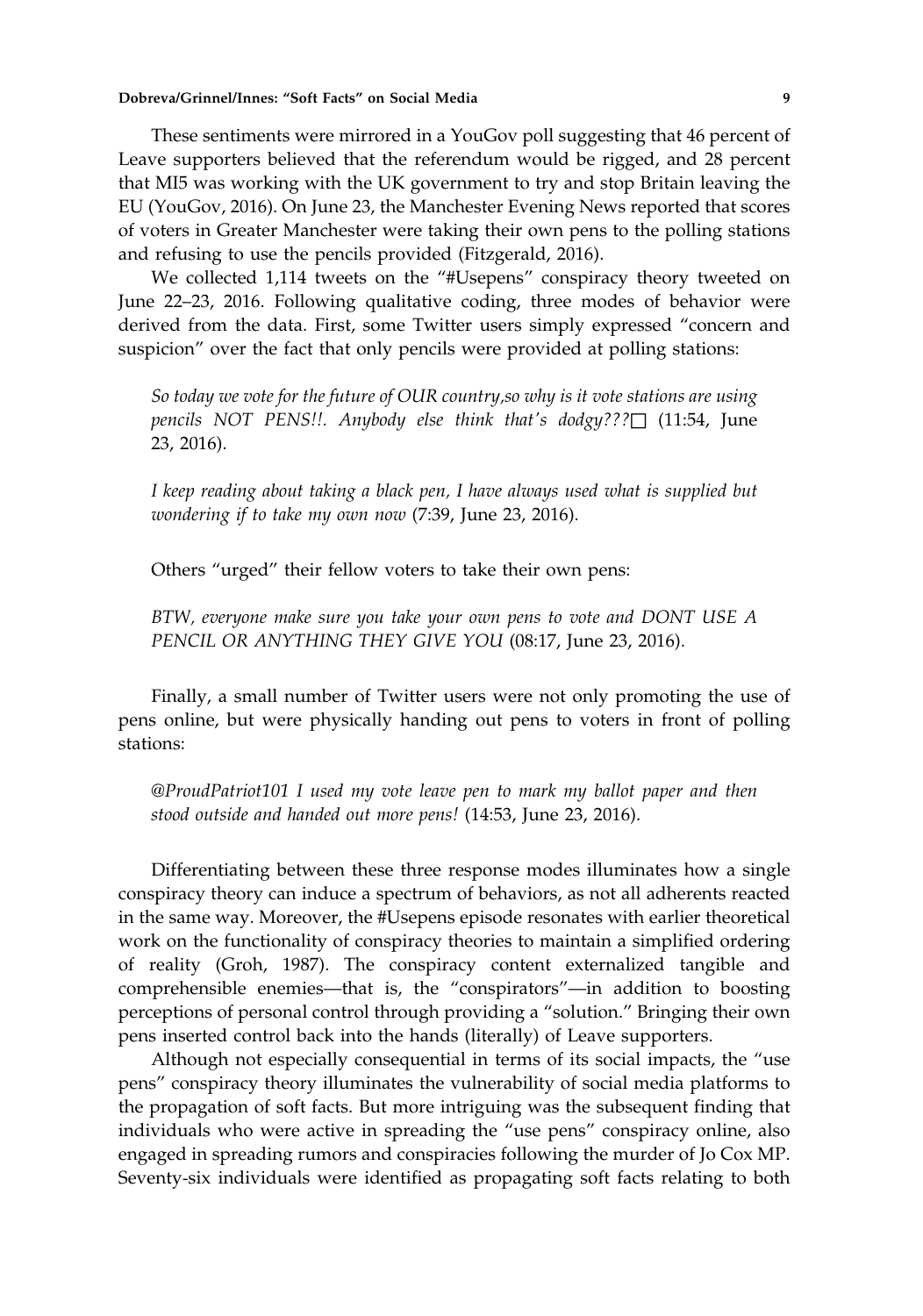These sentiments were mirrored in a YouGov poll suggesting that 46 percent of Leave supporters believed that the referendum would be rigged, and 28 percent that MI5 was working with the UK government to try and stop Britain leaving the EU (YouGov, 2016). On June 23, the Manchester Evening News reported that scores of voters in Greater Manchester were taking their own pens to the polling stations and refusing to use the pencils provided (Fitzgerald, 2016).

We collected 1,114 tweets on the "#Usepens" conspiracy theory tweeted on June 22–23, 2016. Following qualitative coding, three modes of behavior were derived from the data. First, some Twitter users simply expressed "concern and suspicion" over the fact that only pencils were provided at polling stations:

> *So today we vote for the future of OUR country,so why is it vote stations are using pencils NOT PENS!!. Anybody else think that's dodgy???*□ (11:54, June 23, 2016).

> *I keep reading about taking a black pen, I have always used what is supplied but wondering if to take my own now* (7:39, June 23, 2016).

Others "urged" their fellow voters to take their own pens:

> *BTW, everyone make sure you take your own pens to vote and DONT USE A PENCIL OR ANYTHING THEY GIVE YOU* (08:17, June 23, 2016).

Finally, a small number of Twitter users were not only promoting the use of pens online, but were physically handing out pens to voters in front of polling stations:

> *@ProudPatriot101 I used my vote leave pen to mark my ballot paper and then stood outside and handed out more pens!* (14:53, June 23, 2016).

Differentiating between these three response modes illuminates how a single conspiracy theory can induce a spectrum of behaviors, as not all adherents reacted in the same way. Moreover, the #Usepens episode resonates with earlier theoretical work on the functionality of conspiracy theories to maintain a simplified ordering of reality (Groh, 1987). The conspiracy content externalized tangible and comprehensible enemies—that is, the "conspirators"—in addition to boosting perceptions of personal control through providing a "solution." Bringing their own pens inserted control back into the hands (literally) of Leave supporters.

Although not especially consequential in terms of its social impacts, the "use pens" conspiracy theory illuminates the vulnerability of social media platforms to the propagation of soft facts. But more intriguing was the subsequent finding that individuals who were active in spreading the "use pens" conspiracy online, also engaged in spreading rumors and conspiracies following the murder of Jo Cox MP. Seventy-six individuals were identified as propagating soft facts relating to both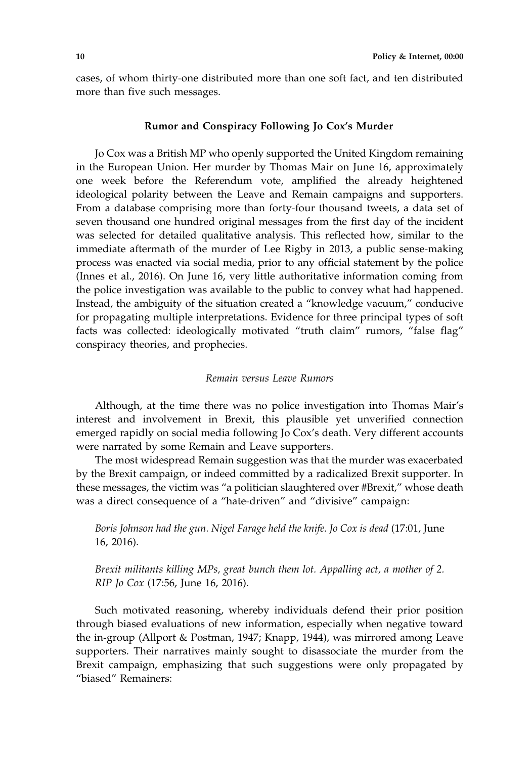cases, of whom thirty-one distributed more than one soft fact, and ten distributed more than five such messages.

## Rumor and Conspiracy Following Jo Cox's Murder

Jo Cox was a British MP who openly supported the United Kingdom remaining in the European Union. Her murder by Thomas Mair on June 16, approximately one week before the Referendum vote, amplified the already heightened ideological polarity between the Leave and Remain campaigns and supporters. From a database comprising more than forty-four thousand tweets, a data set of seven thousand one hundred original messages from the first day of the incident was selected for detailed qualitative analysis. This reflected how, similar to the immediate aftermath of the murder of Lee Rigby in 2013, a public sense-making process was enacted via social media, prior to any official statement by the police (Innes et al., 2016). On June 16, very little authoritative information coming from the police investigation was available to the public to convey what had happened. Instead, the ambiguity of the situation created a "knowledge vacuum," conducive for propagating multiple interpretations. Evidence for three principal types of soft facts was collected: ideologically motivated "truth claim" rumors, "false flag" conspiracy theories, and prophecies.

### *Remain versus Leave Rumors*

Although, at the time there was no police investigation into Thomas Mair's interest and involvement in Brexit, this plausible yet unverified connection emerged rapidly on social media following Jo Cox's death. Very different accounts were narrated by some Remain and Leave supporters.

The most widespread Remain suggestion was that the murder was exacerbated by the Brexit campaign, or indeed committed by a radicalized Brexit supporter. In these messages, the victim was "a politician slaughtered over #Brexit," whose death was a direct consequence of a "hate-driven" and "divisive" campaign:

> *Boris Johnson had the gun. Nigel Farage held the knife. Jo Cox is dead* (17:01, June 16, 2016).

> *Brexit militants killing MPs, great bunch them lot. Appalling act, a mother of 2. RIP Jo Cox* (17:56, June 16, 2016).

Such motivated reasoning, whereby individuals defend their prior position through biased evaluations of new information, especially when negative toward the in-group (Allport & Postman, 1947; Knapp, 1944), was mirrored among Leave supporters. Their narratives mainly sought to disassociate the murder from the Brexit campaign, emphasizing that such suggestions were only propagated by "biased" Remainers: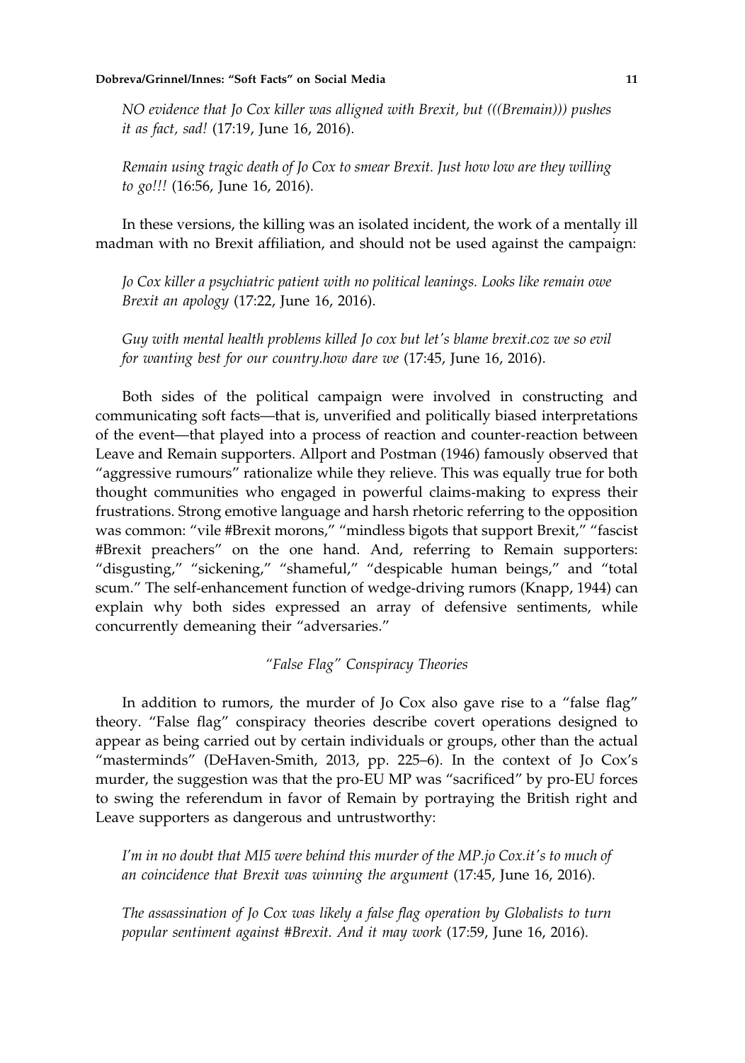*NO evidence that Jo Cox killer was alligned with Brexit, but (((Bremain))) pushes it as fact, sad!* (17:19, June 16, 2016).

*Remain using tragic death of Jo Cox to smear Brexit. Just how low are they willing to go!!!* (16:56, June 16, 2016).

In these versions, the killing was an isolated incident, the work of a mentally ill madman with no Brexit affiliation, and should not be used against the campaign:

*Jo Cox killer a psychiatric patient with no political leanings. Looks like remain owe Brexit an apology* (17:22, June 16, 2016).

*Guy with mental health problems killed Jo cox but let's blame brexit.coz we so evil for wanting best for our country.how dare we* (17:45, June 16, 2016).

Both sides of the political campaign were involved in constructing and communicating soft facts—that is, unverified and politically biased interpretations of the event—that played into a process of reaction and counter-reaction between Leave and Remain supporters. Allport and Postman (1946) famously observed that "aggressive rumours" rationalize while they relieve. This was equally true for both thought communities who engaged in powerful claims-making to express their frustrations. Strong emotive language and harsh rhetoric referring to the opposition was common: "vile #Brexit morons," "mindless bigots that support Brexit," "fascist #Brexit preachers" on the one hand. And, referring to Remain supporters: "disgusting," "sickening," "shameful," "despicable human beings," and "total scum." The self-enhancement function of wedge-driving rumors (Knapp, 1944) can explain why both sides expressed an array of defensive sentiments, while concurrently demeaning their "adversaries."

### *"False Flag" Conspiracy Theories*

In addition to rumors, the murder of Jo Cox also gave rise to a "false flag" theory. "False flag" conspiracy theories describe covert operations designed to appear as being carried out by certain individuals or groups, other than the actual "masterminds" (DeHaven-Smith, 2013, pp. 225–6). In the context of Jo Cox's murder, the suggestion was that the pro-EU MP was "sacrificed" by pro-EU forces to swing the referendum in favor of Remain by portraying the British right and Leave supporters as dangerous and untrustworthy:

*I'm in no doubt that MI5 were behind this murder of the MP.jo Cox.it's to much of an coincidence that Brexit was winning the argument* (17:45, June 16, 2016).

*The assassination of Jo Cox was likely a false flag operation by Globalists to turn popular sentiment against #Brexit. And it may work* (17:59, June 16, 2016).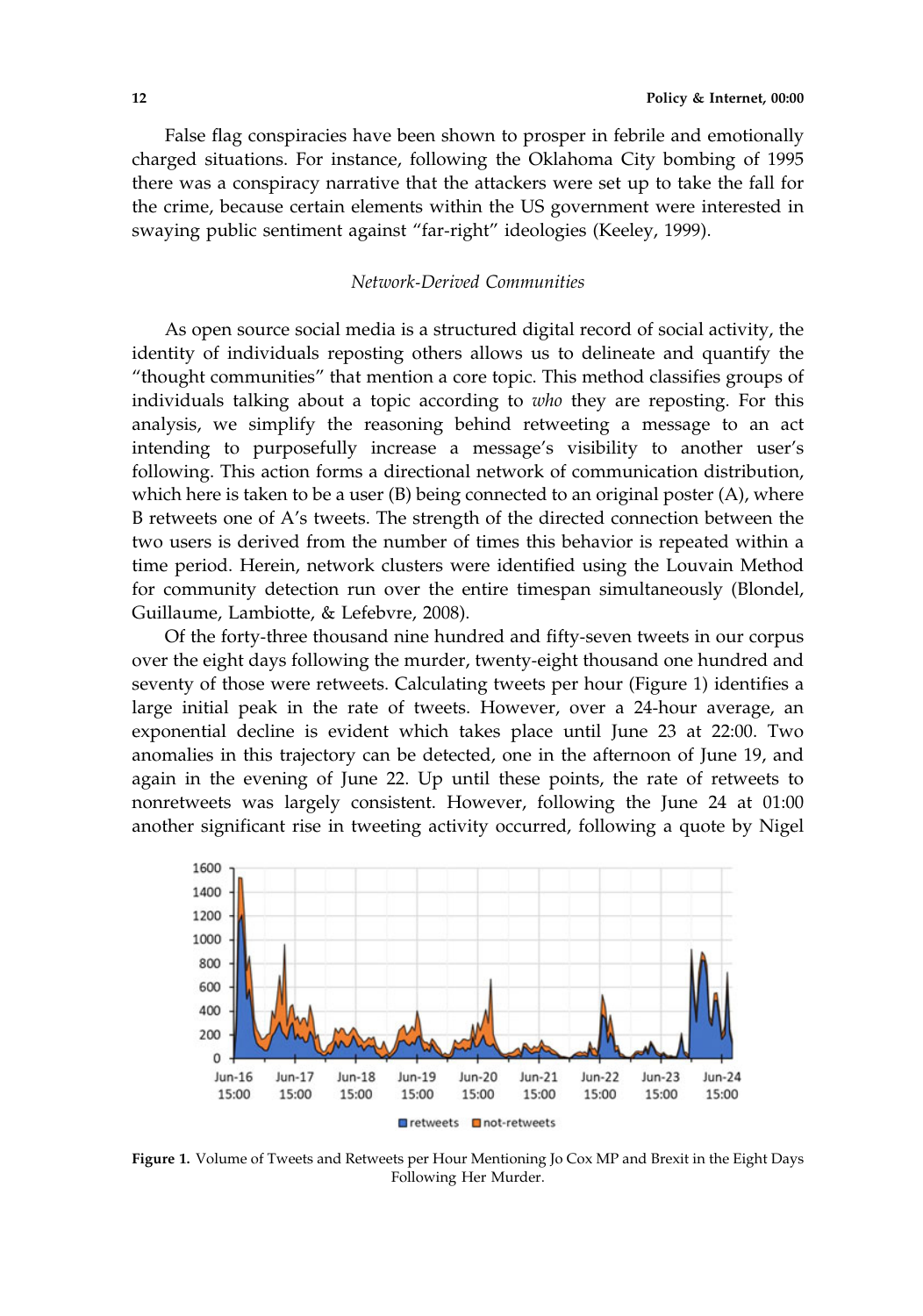False flag conspiracies have been shown to prosper in febrile and emotionally charged situations. For instance, following the Oklahoma City bombing of 1995 there was a conspiracy narrative that the attackers were set up to take the fall for the crime, because certain elements within the US government were interested in swaying public sentiment against "far-right" ideologies (Keeley, 1999).

### *Network-Derived Communities*

As open source social media is a structured digital record of social activity, the identity of individuals reposting others allows us to delineate and quantify the "thought communities" that mention a core topic. This method classifies groups of individuals talking about a topic according to *who* they are reposting. For this analysis, we simplify the reasoning behind retweeting a message to an act intending to purposefully increase a message's visibility to another user's following. This action forms a directional network of communication distribution, which here is taken to be a user (B) being connected to an original poster (A), where B retweets one of A's tweets. The strength of the directed connection between the two users is derived from the number of times this behavior is repeated within a time period. Herein, network clusters were identified using the Louvain Method for community detection run over the entire timespan simultaneously (Blondel, Guillaume, Lambiotte, & Lefebvre, 2008).

Of the forty-three thousand nine hundred and fifty-seven tweets in our corpus over the eight days following the murder, twenty-eight thousand one hundred and seventy of those were retweets. Calculating tweets per hour (Figure 1) identifies a large initial peak in the rate of tweets. However, over a 24-hour average, an exponential decline is evident which takes place until June 23 at 22:00. Two anomalies in this trajectory can be detected, one in the afternoon of June 19, and again in the evening of June 22. Up until these points, the rate of retweets to nonretweets was largely consistent. However, following the June 24 at 01:00 another significant rise in tweeting activity occurred, following a quote by Nigel

**Figure 1.** Volume of Tweets and Retweets per Hour Mentioning Jo Cox MP and Brexit in the Eight Days Following Her Murder.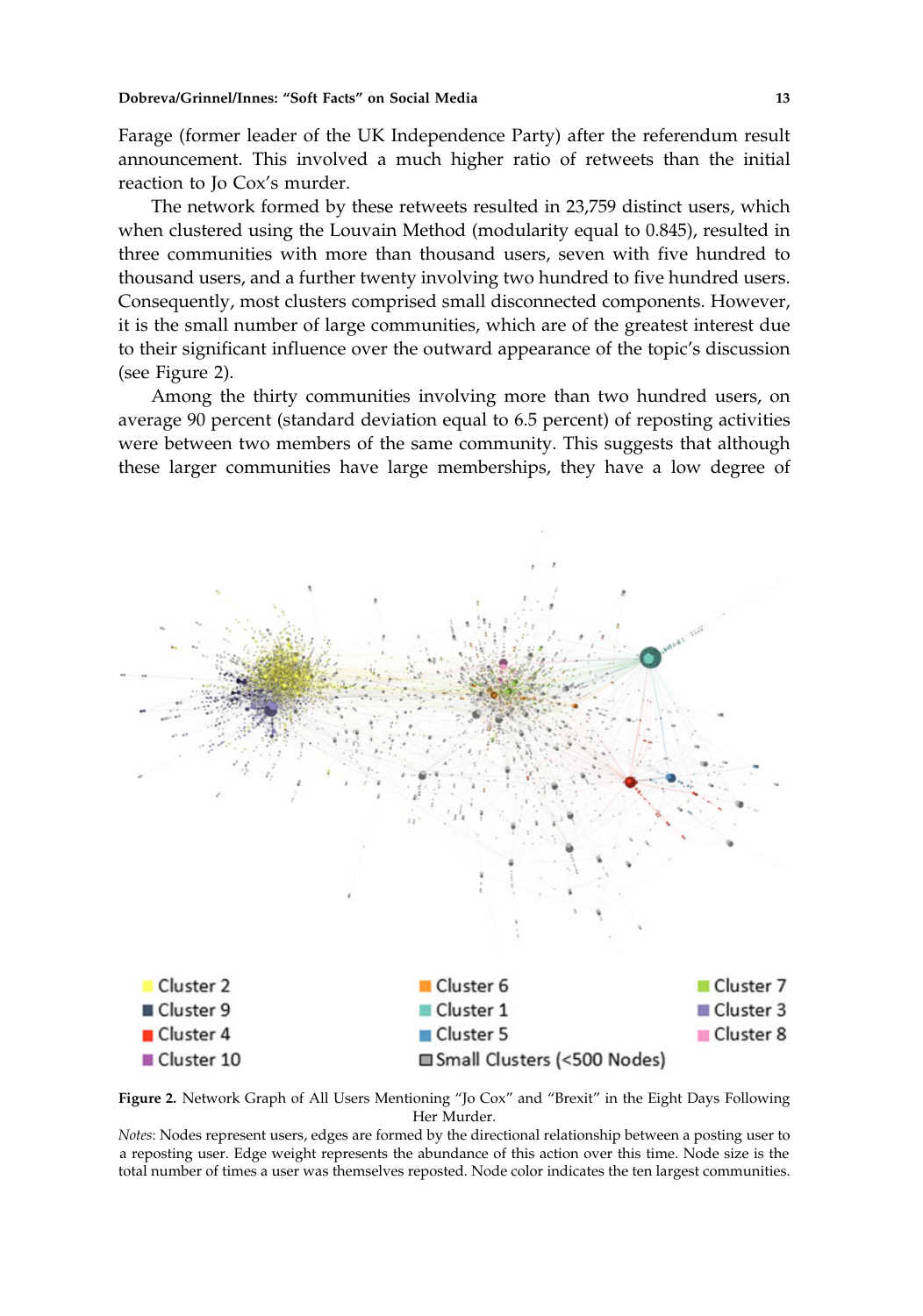Farage (former leader of the UK Independence Party) after the referendum result announcement. This involved a much higher ratio of retweets than the initial reaction to Jo Cox's murder.

The network formed by these retweets resulted in 23,759 distinct users, which when clustered using the Louvain Method (modularity equal to 0.845), resulted in three communities with more than thousand users, seven with five hundred to thousand users, and a further twenty involving two hundred to five hundred users. Consequently, most clusters comprised small disconnected components. However, it is the small number of large communities, which are of the greatest interest due to their significant influence over the outward appearance of the topic's discussion (see Figure 2).

Among the thirty communities involving more than two hundred users, on average 90 percent (standard deviation equal to 6.5 percent) of reposting activities were between two members of the same community. This suggests that although these larger communities have large memberships, they have a low degree of

**Figure 2.** Network Graph of All Users Mentioning "Jo Cox" and "Brexit" in the Eight Days Following Her Murder.

*Notes*: Nodes represent users, edges are formed by the directional relationship between a posting user to a reposting user. Edge weight represents the abundance of this action over this time. Node size is the total number of times a user was themselves reposted. Node color indicates the ten largest communities.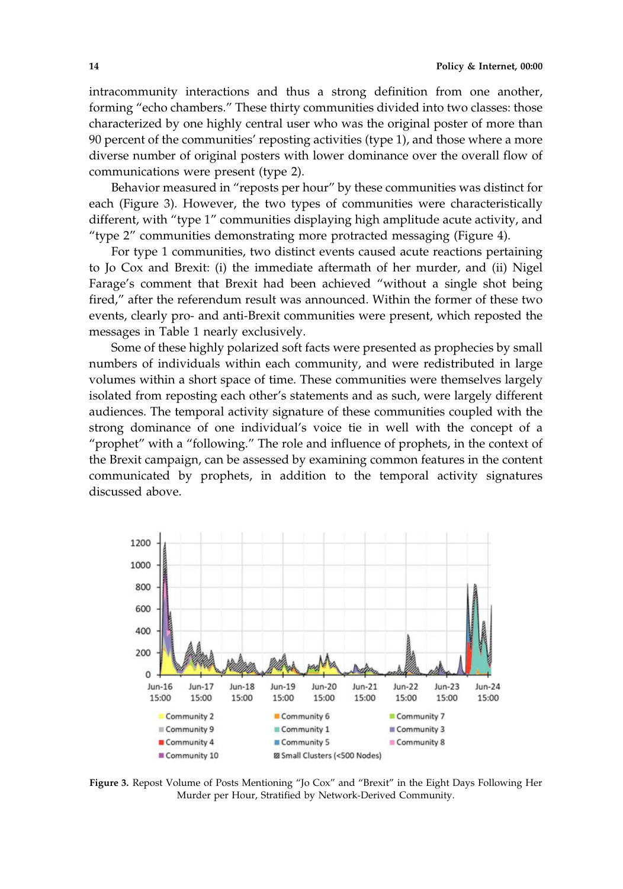intracommunity interactions and thus a strong definition from one another, forming "echo chambers." These thirty communities divided into two classes: those characterized by one highly central user who was the original poster of more than 90 percent of the communities' reposting activities (type 1), and those where a more diverse number of original posters with lower dominance over the overall flow of communications were present (type 2).

Behavior measured in "reposts per hour" by these communities was distinct for each (Figure 3). However, the two types of communities were characteristically different, with "type 1" communities displaying high amplitude acute activity, and "type 2" communities demonstrating more protracted messaging (Figure 4).

For type 1 communities, two distinct events caused acute reactions pertaining to Jo Cox and Brexit: (i) the immediate aftermath of her murder, and (ii) Nigel Farage's comment that Brexit had been achieved "without a single shot being fired," after the referendum result was announced. Within the former of these two events, clearly pro- and anti-Brexit communities were present, which reposted the messages in Table 1 nearly exclusively.

Some of these highly polarized soft facts were presented as prophecies by small numbers of individuals within each community, and were redistributed in large volumes within a short space of time. These communities were themselves largely isolated from reposting each other's statements and as such, were largely different audiences. The temporal activity signature of these communities coupled with the strong dominance of one individual's voice tie in well with the concept of a "prophet" with a "following." The role and influence of prophets, in the context of the Brexit campaign, can be assessed by examining common features in the content communicated by prophets, in addition to the temporal activity signatures discussed above.

**Figure 3.** Repost Volume of Posts Mentioning "Jo Cox" and "Brexit" in the Eight Days Following Her Murder per Hour, Stratified by Network-Derived Community.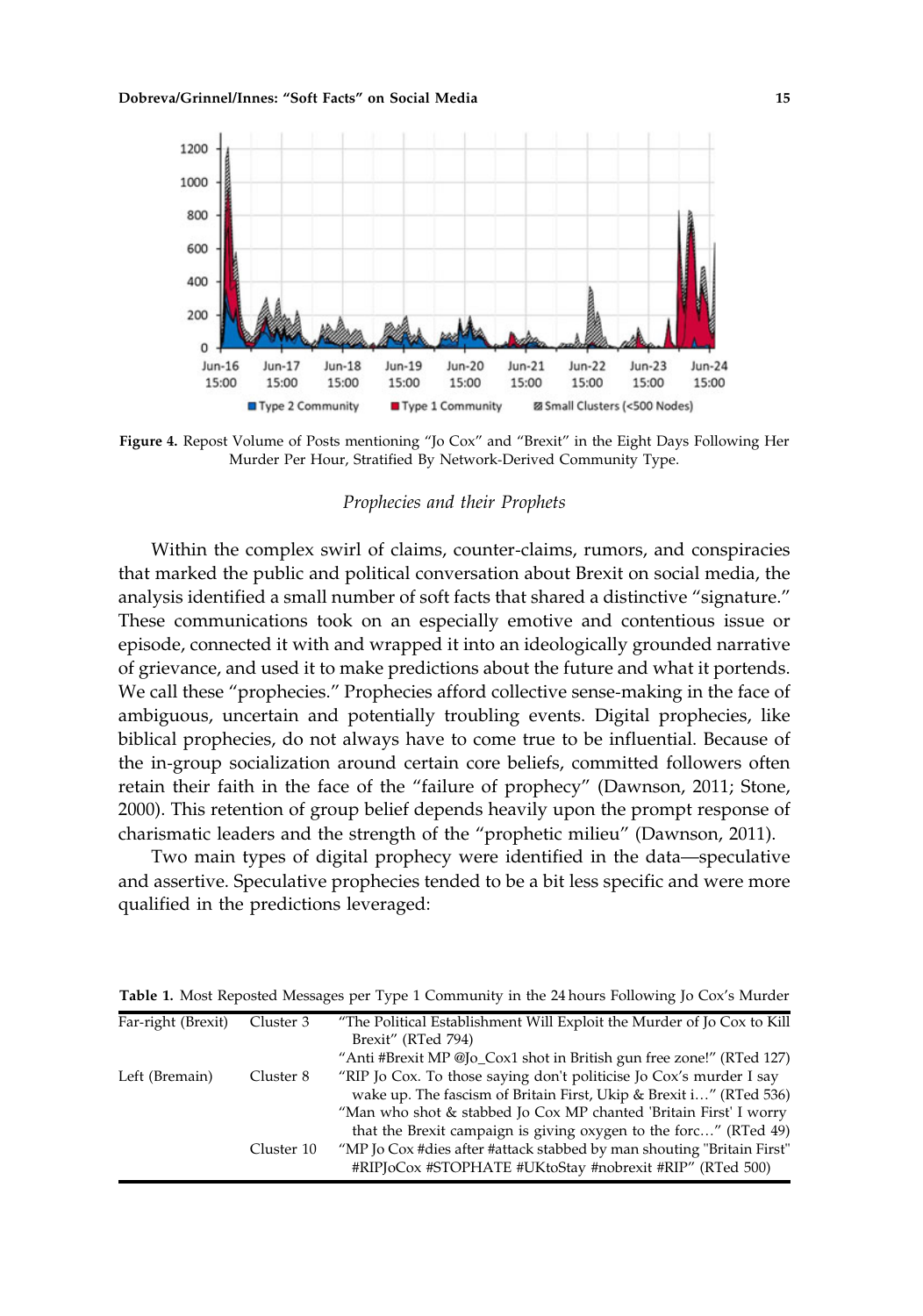Figure 4. Repost Volume of Posts mentioning "Jo Cox" and "Brexit" in the Eight Days Following Her Murder Per Hour, Stratified By Network-Derived Community Type.

### *Prophecies and their Prophets*

Within the complex swirl of claims, counter-claims, rumors, and conspiracies that marked the public and political conversation about Brexit on social media, the analysis identified a small number of soft facts that shared a distinctive "signature." These communications took on an especially emotive and contentious issue or episode, connected it with and wrapped it into an ideologically grounded narrative of grievance, and used it to make predictions about the future and what it portends. We call these "prophecies." Prophecies afford collective sense-making in the face of ambiguous, uncertain and potentially troubling events. Digital prophecies, like biblical prophecies, do not always have to come true to be influential. Because of the in-group socialization around certain core beliefs, committed followers often retain their faith in the face of the "failure of prophecy" (Dawnson, 2011; Stone, 2000). This retention of group belief depends heavily upon the prompt response of charismatic leaders and the strength of the "prophetic milieu" (Dawnson, 2011).

Two main types of digital prophecy were identified in the data—speculative and assertive. Speculative prophecies tended to be a bit less specific and were more qualified in the predictions leveraged:

**Table 1.** Most Reposted Messages per Type 1 Community in the 24 hours Following Jo Cox's Murder

| | | |
|---|---|---|
| Far-right (Brexit) | Cluster 3 | "The Political Establishment Will Exploit the Murder of Jo Cox to Kill Brexit" (RTed 794) |
| | | "Anti #Brexit MP @Jo_Cox1 shot in British gun free zone!" (RTed 127) |
| Left (Bremain) | Cluster 8 | "RIP Jo Cox. To those saying don't politicise Jo Cox's murder I say wake up. The fascism of Britain First, Ukip & Brexit i…" (RTed 536) |
| | | "Man who shot & stabbed Jo Cox MP chanted 'Britain First' I worry that the Brexit campaign is giving oxygen to the forc…" (RTed 49) |
| | Cluster 10 | "MP Jo Cox #dies after #attack stabbed by man shouting "Britain First" #RIPJoCox #STOPHATE #UKtoStay #nobrexit #RIP" (RTed 500) |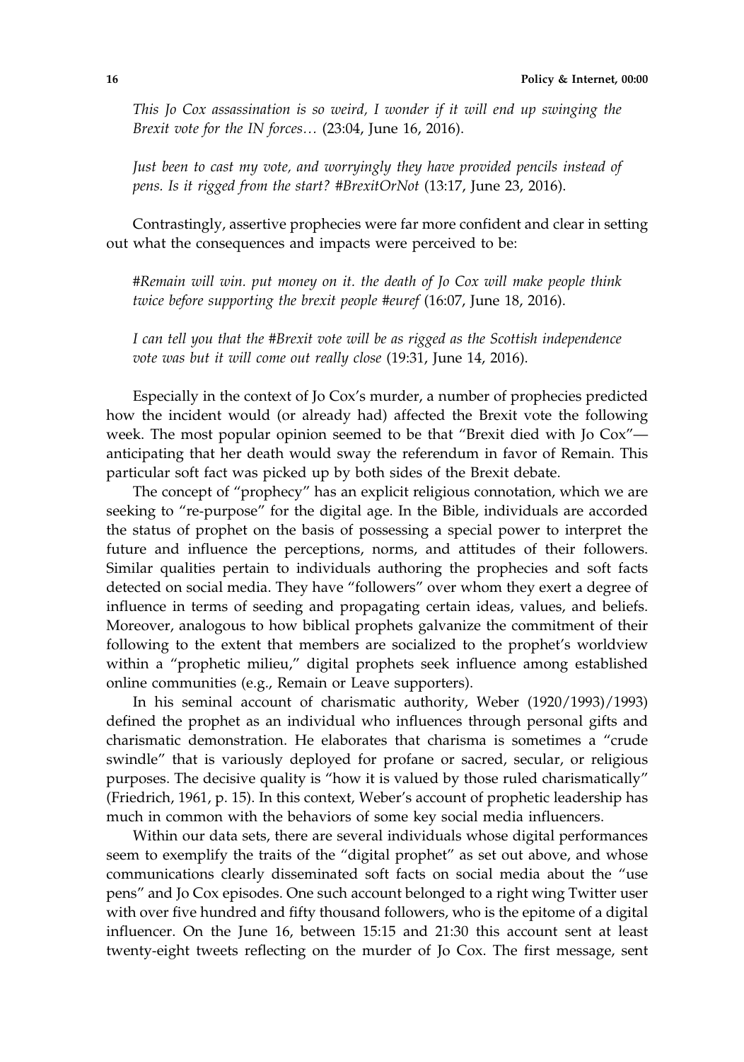*This Jo Cox assassination is so weird, I wonder if it will end up swinging the Brexit vote for the IN forces…* (23:04, June 16, 2016).

*Just been to cast my vote, and worryingly they have provided pencils instead of pens. Is it rigged from the start? #BrexitOrNot* (13:17, June 23, 2016).

Contrastingly, assertive prophecies were far more confident and clear in setting out what the consequences and impacts were perceived to be:

*#Remain will win. put money on it. the death of Jo Cox will make people think twice before supporting the brexit people #euref* (16:07, June 18, 2016).

*I can tell you that the #Brexit vote will be as rigged as the Scottish independence vote was but it will come out really close* (19:31, June 14, 2016).

Especially in the context of Jo Cox's murder, a number of prophecies predicted how the incident would (or already had) affected the Brexit vote the following week. The most popular opinion seemed to be that "Brexit died with Jo Cox"—anticipating that her death would sway the referendum in favor of Remain. This particular soft fact was picked up by both sides of the Brexit debate.

The concept of "prophecy" has an explicit religious connotation, which we are seeking to "re-purpose" for the digital age. In the Bible, individuals are accorded the status of prophet on the basis of possessing a special power to interpret the future and influence the perceptions, norms, and attitudes of their followers. Similar qualities pertain to individuals authoring the prophecies and soft facts detected on social media. They have "followers" over whom they exert a degree of influence in terms of seeding and propagating certain ideas, values, and beliefs. Moreover, analogous to how biblical prophets galvanize the commitment of their following to the extent that members are socialized to the prophet's worldview within a "prophetic milieu," digital prophets seek influence among established online communities (e.g., Remain or Leave supporters).

In his seminal account of charismatic authority, Weber (1920/1993)/1993) defined the prophet as an individual who influences through personal gifts and charismatic demonstration. He elaborates that charisma is sometimes a "crude swindle" that is variously deployed for profane or sacred, secular, or religious purposes. The decisive quality is "how it is valued by those ruled charismatically" (Friedrich, 1961, p. 15). In this context, Weber's account of prophetic leadership has much in common with the behaviors of some key social media influencers.

Within our data sets, there are several individuals whose digital performances seem to exemplify the traits of the "digital prophet" as set out above, and whose communications clearly disseminated soft facts on social media about the "use pens" and Jo Cox episodes. One such account belonged to a right wing Twitter user with over five hundred and fifty thousand followers, who is the epitome of a digital influencer. On the June 16, between 15:15 and 21:30 this account sent at least twenty-eight tweets reflecting on the murder of Jo Cox. The first message, sent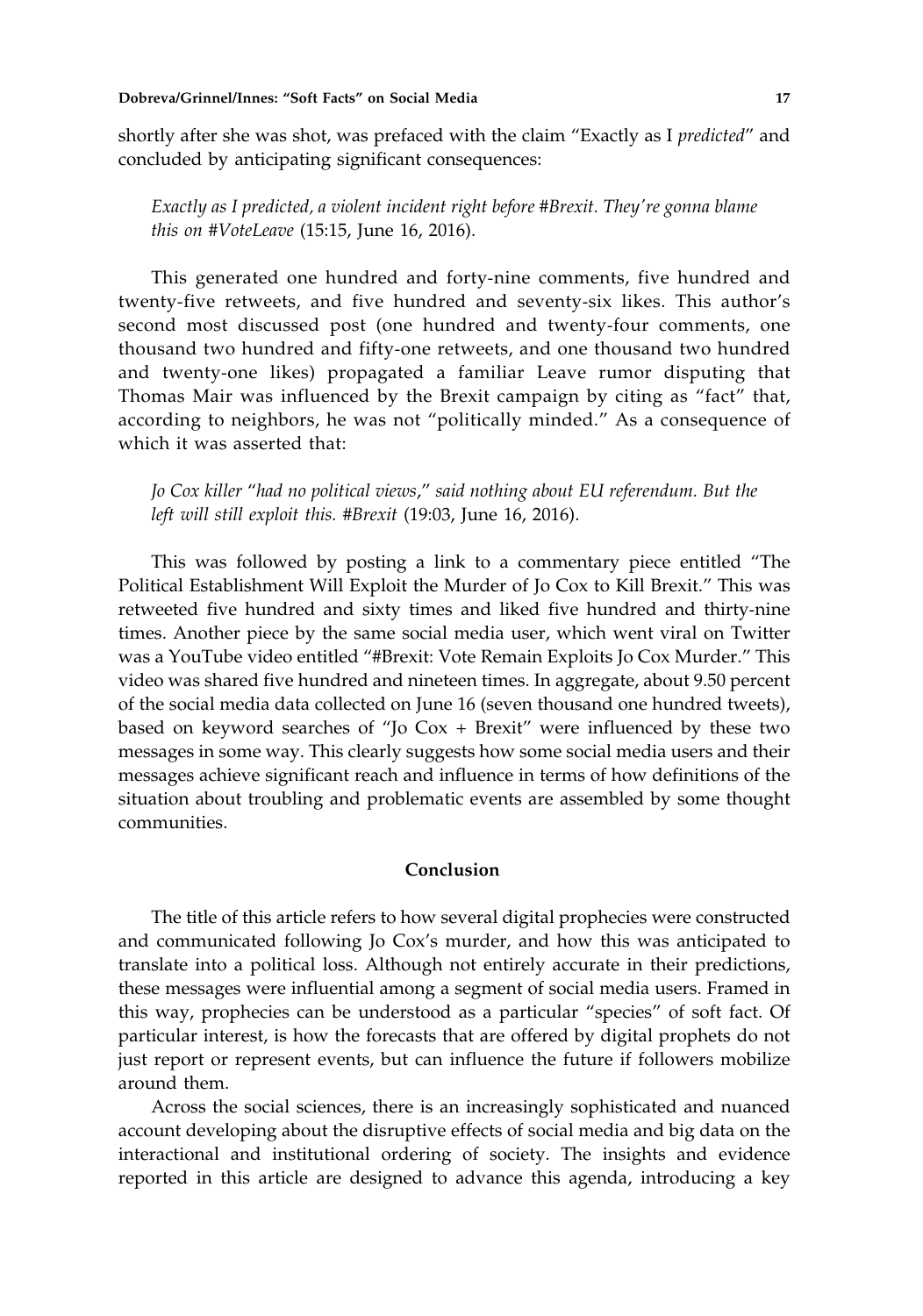shortly after she was shot, was prefaced with the claim "Exactly as I *predicted*" and concluded by anticipating significant consequences:

> *Exactly as I predicted, a violent incident right before #Brexit. They're gonna blame this on #VoteLeave* (15:15, June 16, 2016).

This generated one hundred and forty-nine comments, five hundred and twenty-five retweets, and five hundred and seventy-six likes. This author's second most discussed post (one hundred and twenty-four comments, one thousand two hundred and fifty-one retweets, and one thousand two hundred and twenty-one likes) propagated a familiar Leave rumor disputing that Thomas Mair was influenced by the Brexit campaign by citing as "fact" that, according to neighbors, he was not "politically minded." As a consequence of which it was asserted that:

> *Jo Cox killer "had no political views," said nothing about EU referendum. But the left will still exploit this. #Brexit* (19:03, June 16, 2016).

This was followed by posting a link to a commentary piece entitled "The Political Establishment Will Exploit the Murder of Jo Cox to Kill Brexit." This was retweeted five hundred and sixty times and liked five hundred and thirty-nine times. Another piece by the same social media user, which went viral on Twitter was a YouTube video entitled "#Brexit: Vote Remain Exploits Jo Cox Murder." This video was shared five hundred and nineteen times. In aggregate, about 9.50 percent of the social media data collected on June 16 (seven thousand one hundred tweets), based on keyword searches of "Jo Cox + Brexit" were influenced by these two messages in some way. This clearly suggests how some social media users and their messages achieve significant reach and influence in terms of how definitions of the situation about troubling and problematic events are assembled by some thought communities.

## Conclusion

The title of this article refers to how several digital prophecies were constructed and communicated following Jo Cox's murder, and how this was anticipated to translate into a political loss. Although not entirely accurate in their predictions, these messages were influential among a segment of social media users. Framed in this way, prophecies can be understood as a particular "species" of soft fact. Of particular interest, is how the forecasts that are offered by digital prophets do not just report or represent events, but can influence the future if followers mobilize around them.

Across the social sciences, there is an increasingly sophisticated and nuanced account developing about the disruptive effects of social media and big data on the interactional and institutional ordering of society. The insights and evidence reported in this article are designed to advance this agenda, introducing a key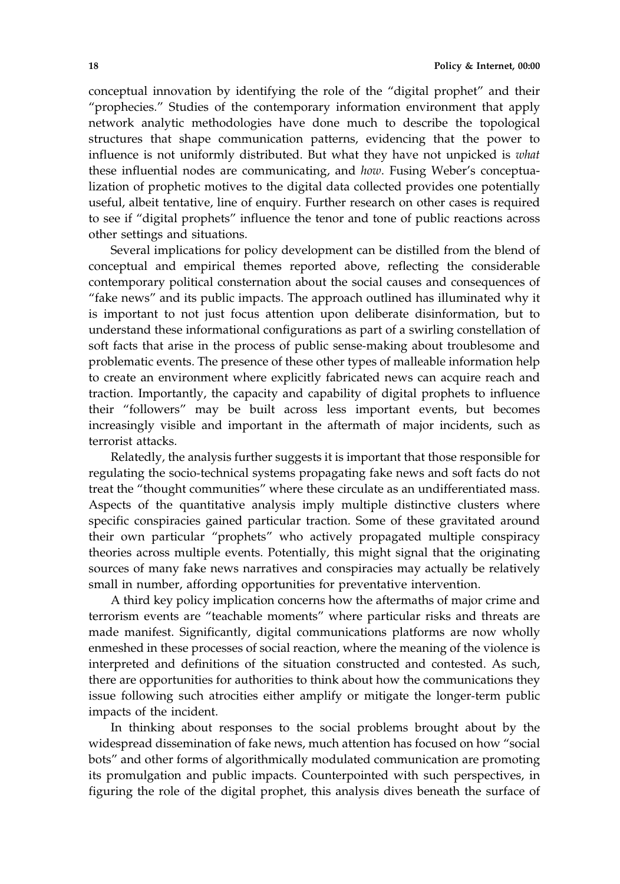conceptual innovation by identifying the role of the "digital prophet" and their "prophecies." Studies of the contemporary information environment that apply network analytic methodologies have done much to describe the topological structures that shape communication patterns, evidencing that the power to influence is not uniformly distributed. But what they have not unpicked is *what* these influential nodes are communicating, and *how*. Fusing Weber's conceptualization of prophetic motives to the digital data collected provides one potentially useful, albeit tentative, line of enquiry. Further research on other cases is required to see if "digital prophets" influence the tenor and tone of public reactions across other settings and situations.

Several implications for policy development can be distilled from the blend of conceptual and empirical themes reported above, reflecting the considerable contemporary political consternation about the social causes and consequences of "fake news" and its public impacts. The approach outlined has illuminated why it is important to not just focus attention upon deliberate disinformation, but to understand these informational configurations as part of a swirling constellation of soft facts that arise in the process of public sense-making about troublesome and problematic events. The presence of these other types of malleable information help to create an environment where explicitly fabricated news can acquire reach and traction. Importantly, the capacity and capability of digital prophets to influence their "followers" may be built across less important events, but becomes increasingly visible and important in the aftermath of major incidents, such as terrorist attacks.

Relatedly, the analysis further suggests it is important that those responsible for regulating the socio-technical systems propagating fake news and soft facts do not treat the "thought communities" where these circulate as an undifferentiated mass. Aspects of the quantitative analysis imply multiple distinctive clusters where specific conspiracies gained particular traction. Some of these gravitated around their own particular "prophets" who actively propagated multiple conspiracy theories across multiple events. Potentially, this might signal that the originating sources of many fake news narratives and conspiracies may actually be relatively small in number, affording opportunities for preventative intervention.

A third key policy implication concerns how the aftermaths of major crime and terrorism events are "teachable moments" where particular risks and threats are made manifest. Significantly, digital communications platforms are now wholly enmeshed in these processes of social reaction, where the meaning of the violence is interpreted and definitions of the situation constructed and contested. As such, there are opportunities for authorities to think about how the communications they issue following such atrocities either amplify or mitigate the longer-term public impacts of the incident.

In thinking about responses to the social problems brought about by the widespread dissemination of fake news, much attention has focused on how "social bots" and other forms of algorithmically modulated communication are promoting its promulgation and public impacts. Counterpointed with such perspectives, in figuring the role of the digital prophet, this analysis dives beneath the surface of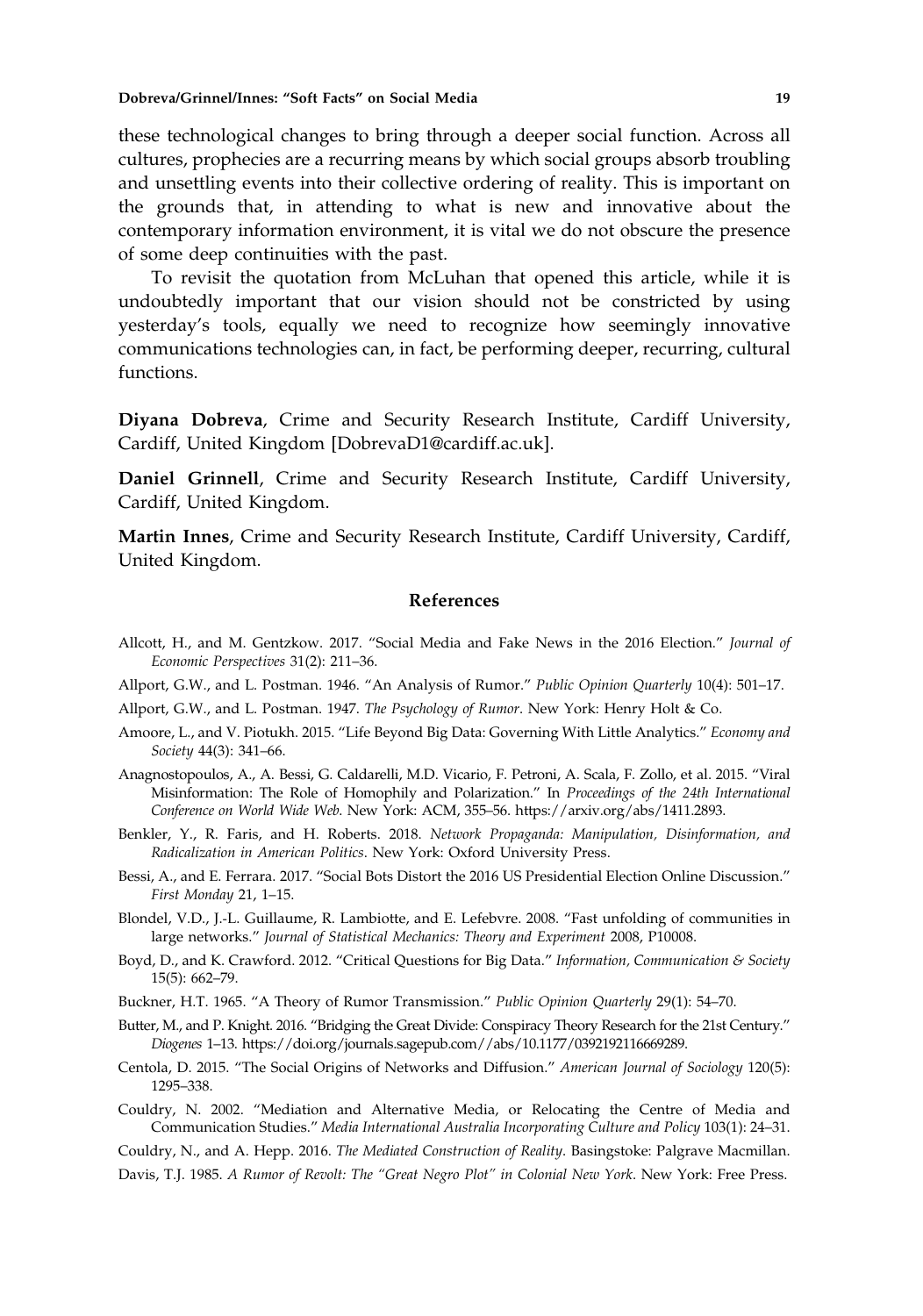these technological changes to bring through a deeper social function. Across all cultures, prophecies are a recurring means by which social groups absorb troubling and unsettling events into their collective ordering of reality. This is important on the grounds that, in attending to what is new and innovative about the contemporary information environment, it is vital we do not obscure the presence of some deep continuities with the past.

To revisit the quotation from McLuhan that opened this article, while it is undoubtedly important that our vision should not be constricted by using yesterday's tools, equally we need to recognize how seemingly innovative communications technologies can, in fact, be performing deeper, recurring, cultural functions.

**Diyana Dobreva**, Crime and Security Research Institute, Cardiff University, Cardiff, United Kingdom [DobrevaD1@cardiff.ac.uk].

**Daniel Grinnell**, Crime and Security Research Institute, Cardiff University, Cardiff, United Kingdom.

**Martin Innes**, Crime and Security Research Institute, Cardiff University, Cardiff, United Kingdom.

## References

Allcott, H., and M. Gentzkow. 2017. "Social Media and Fake News in the 2016 Election." *Journal of Economic Perspectives* 31(2): 211–36.

Allport, G.W., and L. Postman. 1946. "An Analysis of Rumor." *Public Opinion Quarterly* 10(4): 501–17.

Allport, G.W., and L. Postman. 1947. *The Psychology of Rumor*. New York: Henry Holt & Co.

Amoore, L., and V. Piotukh. 2015. "Life Beyond Big Data: Governing With Little Analytics." *Economy and Society* 44(3): 341–66.

Anagnostopoulos, A., A. Bessi, G. Caldarelli, M.D. Vicario, F. Petroni, A. Scala, F. Zollo, et al. 2015. "Viral Misinformation: The Role of Homophily and Polarization." In *Proceedings of the 24th International Conference on World Wide Web*. New York: ACM, 355–56. https://arxiv.org/abs/1411.2893.

Benkler, Y., R. Faris, and H. Roberts. 2018. *Network Propaganda: Manipulation, Disinformation, and Radicalization in American Politics*. New York: Oxford University Press.

Bessi, A., and E. Ferrara. 2017. "Social Bots Distort the 2016 US Presidential Election Online Discussion." *First Monday* 21, 1–15.

Blondel, V.D., J.-L. Guillaume, R. Lambiotte, and E. Lefebvre. 2008. "Fast unfolding of communities in large networks." *Journal of Statistical Mechanics: Theory and Experiment* 2008, P10008.

Boyd, D., and K. Crawford. 2012. "Critical Questions for Big Data." *Information, Communication & Society* 15(5): 662–79.

Buckner, H.T. 1965. "A Theory of Rumor Transmission." *Public Opinion Quarterly* 29(1): 54–70.

Butter, M., and P. Knight. 2016. "Bridging the Great Divide: Conspiracy Theory Research for the 21st Century." *Diogenes* 1–13. https://doi.org/journals.sagepub.com//abs/10.1177/0392192116669289.

Centola, D. 2015. "The Social Origins of Networks and Diffusion." *American Journal of Sociology* 120(5): 1295–338.

Couldry, N. 2002. "Mediation and Alternative Media, or Relocating the Centre of Media and Communication Studies." *Media International Australia Incorporating Culture and Policy* 103(1): 24–31.

Couldry, N., and A. Hepp. 2016. *The Mediated Construction of Reality*. Basingstoke: Palgrave Macmillan.

Davis, T.J. 1985. *A Rumor of Revolt: The "Great Negro Plot" in Colonial New York*. New York: Free Press.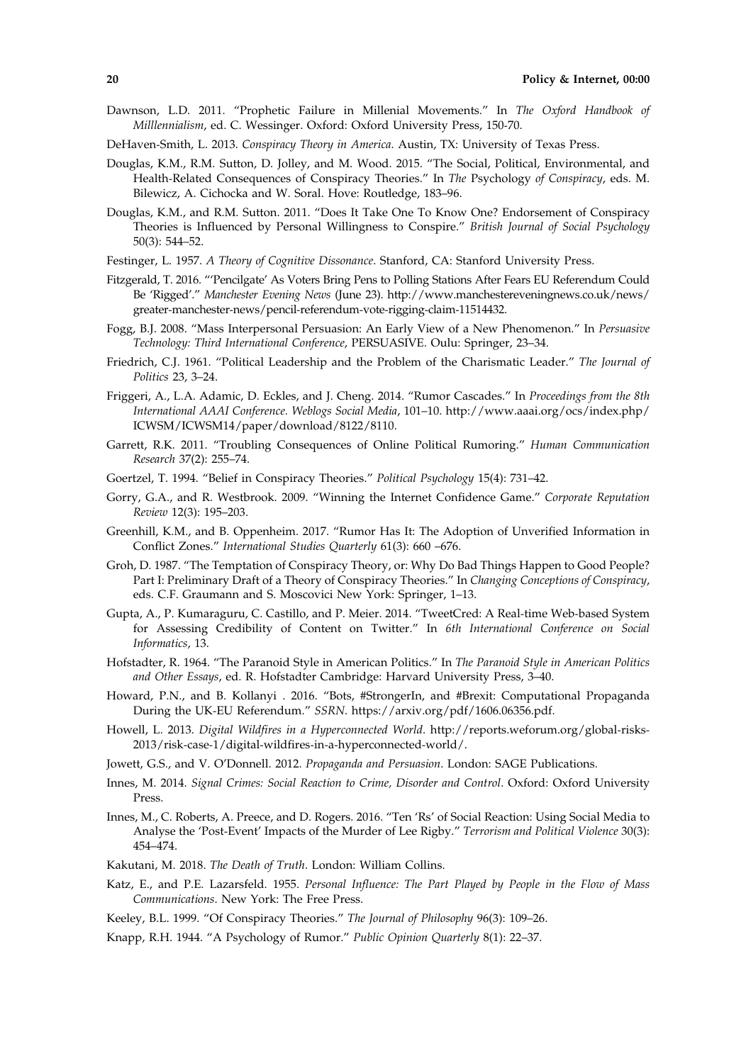Dawnson, L.D. 2011. "Prophetic Failure in Millenial Movements." In *The Oxford Handbook of Milllennialism*, ed. C. Wessinger. Oxford: Oxford University Press, 150-70.

DeHaven-Smith, L. 2013. *Conspiracy Theory in America*. Austin, TX: University of Texas Press.

Douglas, K.M., R.M. Sutton, D. Jolley, and M. Wood. 2015. "The Social, Political, Environmental, and Health-Related Consequences of Conspiracy Theories." In *The* Psychology *of Conspiracy*, eds. M. Bilewicz, A. Cichocka and W. Soral. Hove: Routledge, 183–96.

Douglas, K.M., and R.M. Sutton. 2011. "Does It Take One To Know One? Endorsement of Conspiracy Theories is Influenced by Personal Willingness to Conspire." *British Journal of Social Psychology* 50(3): 544–52.

Festinger, L. 1957. *A Theory of Cognitive Dissonance*. Stanford, CA: Stanford University Press.

Fitzgerald, T. 2016. "'Pencilgate' As Voters Bring Pens to Polling Stations After Fears EU Referendum Could Be 'Rigged'." *Manchester Evening News* (June 23). http://www.manchestereveningnews.co.uk/news/greater-manchester-news/pencil-referendum-vote-rigging-claim-11514432.

Fogg, B.J. 2008. "Mass Interpersonal Persuasion: An Early View of a New Phenomenon." In *Persuasive Technology: Third International Conference*, PERSUASIVE. Oulu: Springer, 23–34.

Friedrich, C.J. 1961. "Political Leadership and the Problem of the Charismatic Leader." *The Journal of Politics* 23, 3–24.

Friggeri, A., L.A. Adamic, D. Eckles, and J. Cheng. 2014. "Rumor Cascades." In *Proceedings from the 8th International AAAI Conference. Weblogs Social Media*, 101–10. http://www.aaai.org/ocs/index.php/ICWSM/ICWSM14/paper/download/8122/8110.

Garrett, R.K. 2011. "Troubling Consequences of Online Political Rumoring." *Human Communication Research* 37(2): 255–74.

Goertzel, T. 1994. "Belief in Conspiracy Theories." *Political Psychology* 15(4): 731–42.

Gorry, G.A., and R. Westbrook. 2009. "Winning the Internet Confidence Game." *Corporate Reputation Review* 12(3): 195–203.

Greenhill, K.M., and B. Oppenheim. 2017. "Rumor Has It: The Adoption of Unverified Information in Conflict Zones." *International Studies Quarterly* 61(3): 660 –676.

Groh, D. 1987. "The Temptation of Conspiracy Theory, or: Why Do Bad Things Happen to Good People? Part I: Preliminary Draft of a Theory of Conspiracy Theories." In *Changing Conceptions of Conspiracy*, eds. C.F. Graumann and S. Moscovici New York: Springer, 1–13.

Gupta, A., P. Kumaraguru, C. Castillo, and P. Meier. 2014. "TweetCred: A Real-time Web-based System for Assessing Credibility of Content on Twitter." In *6th International Conference on Social Informatics*, 13.

Hofstadter, R. 1964. "The Paranoid Style in American Politics." In *The Paranoid Style in American Politics and Other Essays*, ed. R. Hofstadter Cambridge: Harvard University Press, 3–40.

Howard, P.N., and B. Kollanyi . 2016. "Bots, #StrongerIn, and #Brexit: Computational Propaganda During the UK-EU Referendum." *SSRN*. https://arxiv.org/pdf/1606.06356.pdf.

Howell, L. 2013. *Digital Wildfires in a Hyperconnected World*. http://reports.weforum.org/global-risks-2013/risk-case-1/digital-wildfires-in-a-hyperconnected-world/.

Jowett, G.S., and V. O'Donnell. 2012. *Propaganda and Persuasion*. London: SAGE Publications.

Innes, M. 2014. *Signal Crimes: Social Reaction to Crime, Disorder and Control*. Oxford: Oxford University Press.

Innes, M., C. Roberts, A. Preece, and D. Rogers. 2016. "Ten 'Rs' of Social Reaction: Using Social Media to Analyse the 'Post-Event' Impacts of the Murder of Lee Rigby." *Terrorism and Political Violence* 30(3): 454–474.

Kakutani, M. 2018. *The Death of Truth*. London: William Collins.

Katz, E., and P.E. Lazarsfeld. 1955. *Personal Influence: The Part Played by People in the Flow of Mass Communications*. New York: The Free Press.

Keeley, B.L. 1999. "Of Conspiracy Theories." *The Journal of Philosophy* 96(3): 109–26.

Knapp, R.H. 1944. "A Psychology of Rumor." *Public Opinion Quarterly* 8(1): 22–37.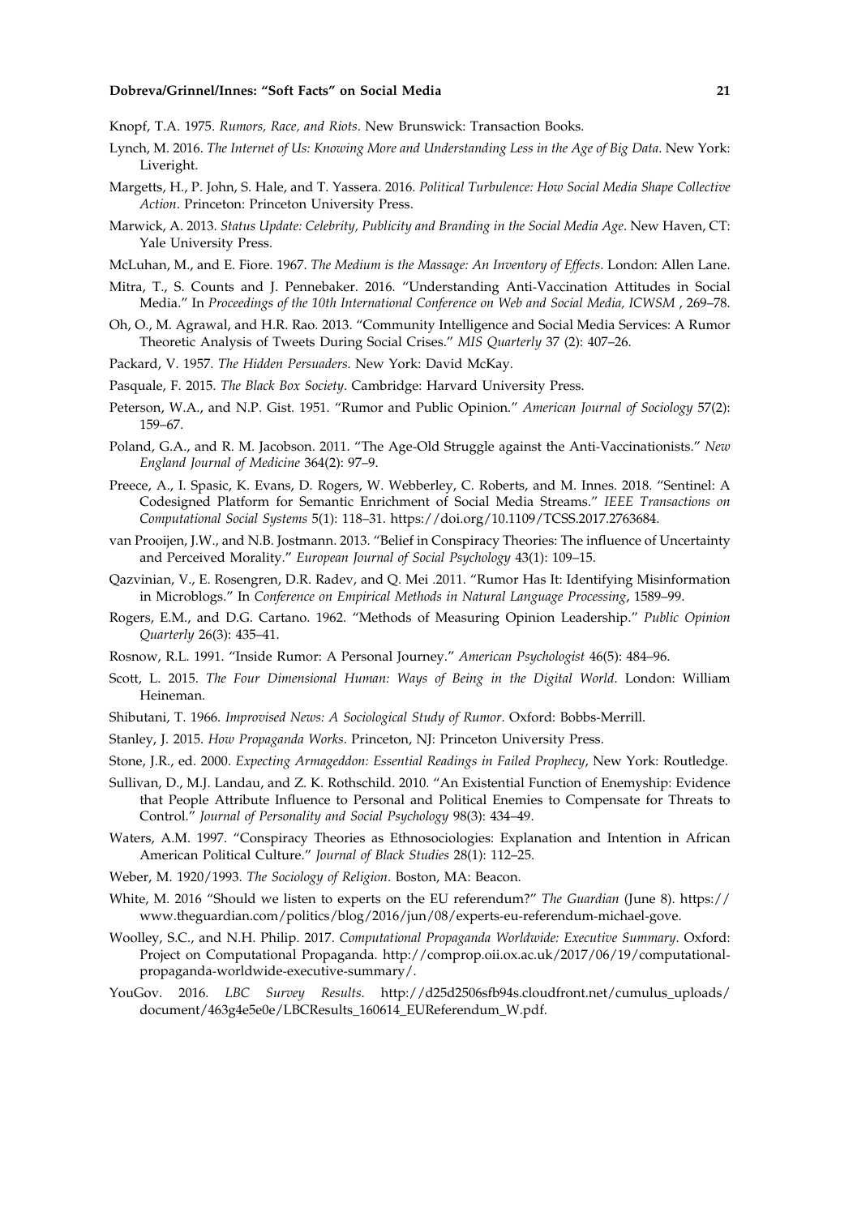Knopf, T.A. 1975. *Rumors, Race, and Riots*. New Brunswick: Transaction Books.

Lynch, M. 2016. *The Internet of Us: Knowing More and Understanding Less in the Age of Big Data*. New York: Liveright.

Margetts, H., P. John, S. Hale, and T. Yassera. 2016. *Political Turbulence: How Social Media Shape Collective Action*. Princeton: Princeton University Press.

Marwick, A. 2013. *Status Update: Celebrity, Publicity and Branding in the Social Media Age*. New Haven, CT: Yale University Press.

McLuhan, M., and E. Fiore. 1967. *The Medium is the Massage: An Inventory of Effects*. London: Allen Lane.

Mitra, T., S. Counts and J. Pennebaker. 2016. "Understanding Anti-Vaccination Attitudes in Social Media." In *Proceedings of the 10th International Conference on Web and Social Media, ICWSM* , 269–78.

Oh, O., M. Agrawal, and H.R. Rao. 2013. "Community Intelligence and Social Media Services: A Rumor Theoretic Analysis of Tweets During Social Crises." *MIS Quarterly* 37 (2): 407–26.

Packard, V. 1957. *The Hidden Persuaders*. New York: David McKay.

Pasquale, F. 2015. *The Black Box Society*. Cambridge: Harvard University Press.

Peterson, W.A., and N.P. Gist. 1951. "Rumor and Public Opinion." *American Journal of Sociology* 57(2): 159–67.

Poland, G.A., and R. M. Jacobson. 2011. "The Age-Old Struggle against the Anti-Vaccinationists." *New England Journal of Medicine* 364(2): 97–9.

Preece, A., I. Spasic, K. Evans, D. Rogers, W. Webberley, C. Roberts, and M. Innes. 2018. "Sentinel: A Codesigned Platform for Semantic Enrichment of Social Media Streams." *IEEE Transactions on Computational Social Systems* 5(1): 118–31. https://doi.org/10.1109/TCSS.2017.2763684.

van Prooijen, J.W., and N.B. Jostmann. 2013. "Belief in Conspiracy Theories: The influence of Uncertainty and Perceived Morality." *European Journal of Social Psychology* 43(1): 109–15.

Qazvinian, V., E. Rosengren, D.R. Radev, and Q. Mei .2011. "Rumor Has It: Identifying Misinformation in Microblogs." In *Conference on Empirical Methods in Natural Language Processing*, 1589–99.

Rogers, E.M., and D.G. Cartano. 1962. "Methods of Measuring Opinion Leadership." *Public Opinion Quarterly* 26(3): 435–41.

Rosnow, R.L. 1991. "Inside Rumor: A Personal Journey." *American Psychologist* 46(5): 484–96.

Scott, L. 2015. *The Four Dimensional Human: Ways of Being in the Digital World*. London: William Heineman.

Shibutani, T. 1966. *Improvised News: A Sociological Study of Rumor*. Oxford: Bobbs-Merrill.

Stanley, J. 2015. *How Propaganda Works*. Princeton, NJ: Princeton University Press.

Stone, J.R., ed. 2000. *Expecting Armageddon: Essential Readings in Failed Prophecy*, New York: Routledge.

Sullivan, D., M.J. Landau, and Z. K. Rothschild. 2010. "An Existential Function of Enemyship: Evidence that People Attribute Influence to Personal and Political Enemies to Compensate for Threats to Control." *Journal of Personality and Social Psychology* 98(3): 434–49.

Waters, A.M. 1997. "Conspiracy Theories as Ethnosociologies: Explanation and Intention in African American Political Culture." *Journal of Black Studies* 28(1): 112–25.

Weber, M. 1920/1993. *The Sociology of Religion*. Boston, MA: Beacon.

White, M. 2016 "Should we listen to experts on the EU referendum?" *The Guardian* (June 8). https://www.theguardian.com/politics/blog/2016/jun/08/experts-eu-referendum-michael-gove.

Woolley, S.C., and N.H. Philip. 2017. *Computational Propaganda Worldwide: Executive Summary*. Oxford: Project on Computational Propaganda. http://comprop.oii.ox.ac.uk/2017/06/19/computational-propaganda-worldwide-executive-summary/.

YouGov. 2016. *LBC Survey Results*. http://d25d2506sfb94s.cloudfront.net/cumulus_uploads/document/463g4e5e0e/LBCResults_160614_EUReferendum_W.pdf.